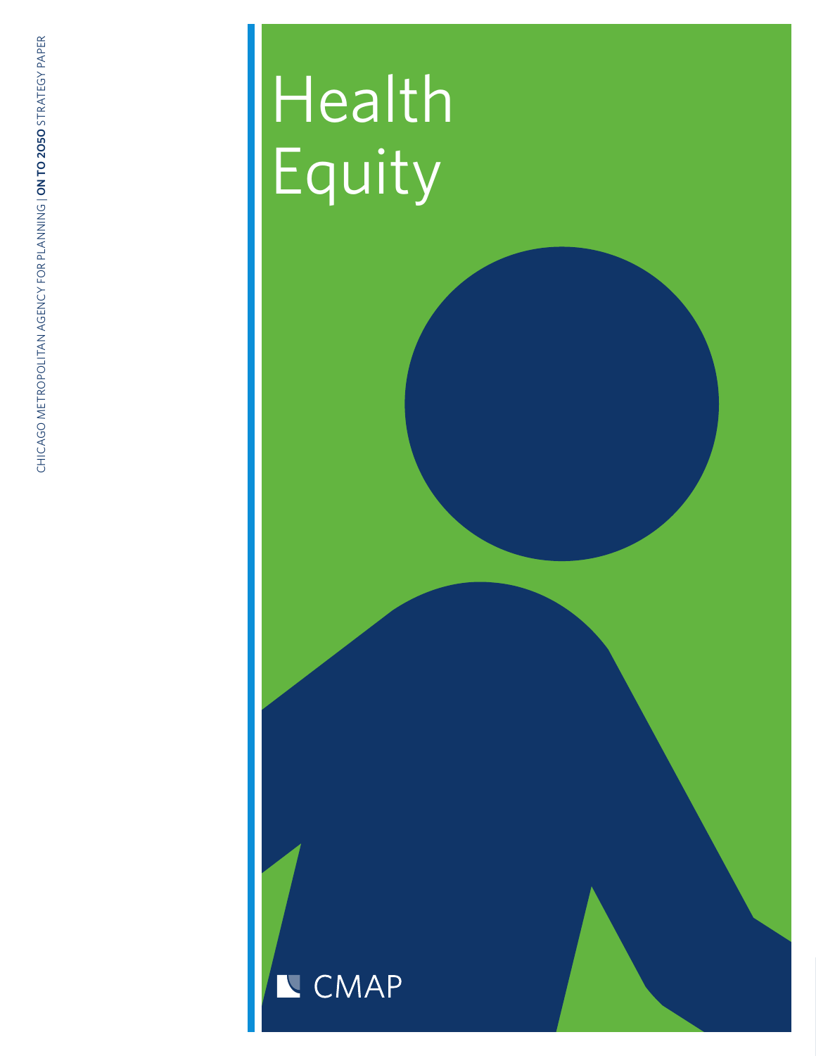CHICAGO METROPOLITAN AGENCY FOR PLANNING | **ON TO 2050** STRATEGY PAPER

# Health Equity

CMAP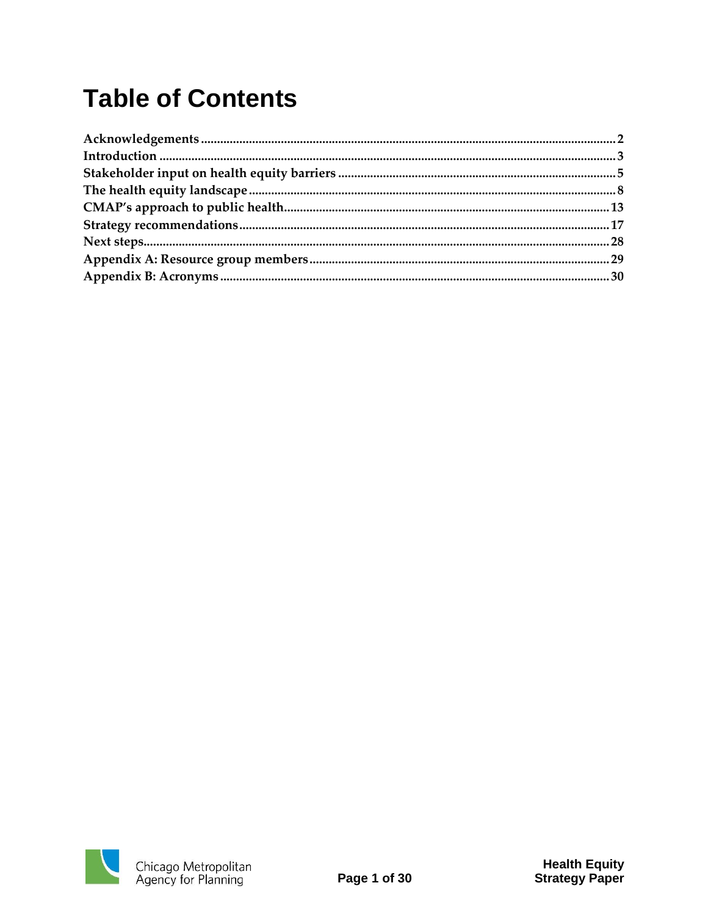# Table of Contents

Acknowledgements ........ 2
Introduction ........ 3
Stakeholder input on health equity barriers ........ 5
The health equity landscape ........ 8
CMAP's approach to public health ........ 13
Strategy recommendations ........ 17
Next steps ........ 28
Appendix A: Resource group members ........ 29
Appendix B: Acronyms ........ 30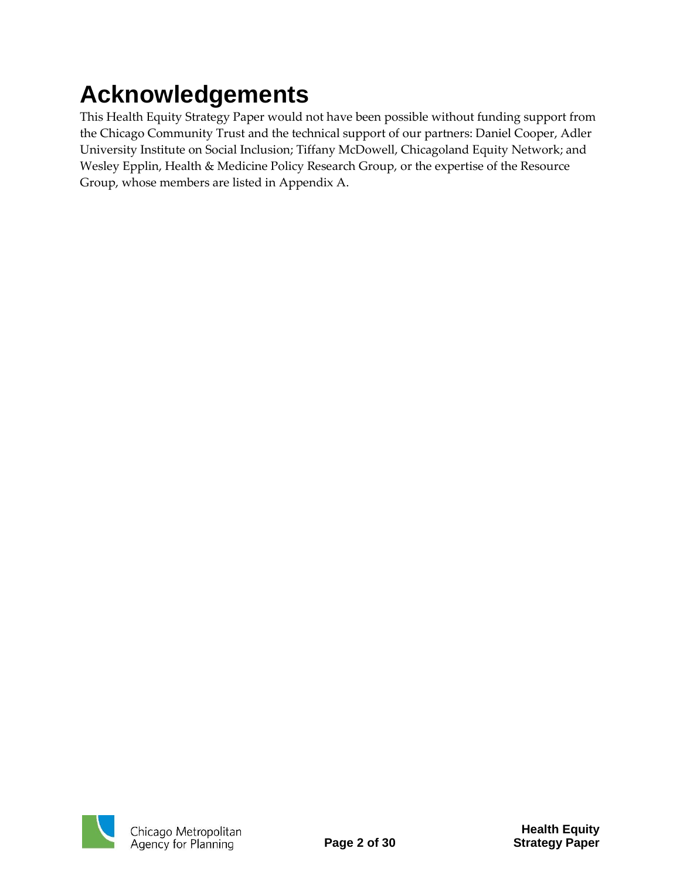# Acknowledgements

This Health Equity Strategy Paper would not have been possible without funding support from the Chicago Community Trust and the technical support of our partners: Daniel Cooper, Adler University Institute on Social Inclusion; Tiffany McDowell, Chicagoland Equity Network; and Wesley Epplin, Health & Medicine Policy Research Group, or the expertise of the Resource Group, whose members are listed in Appendix A.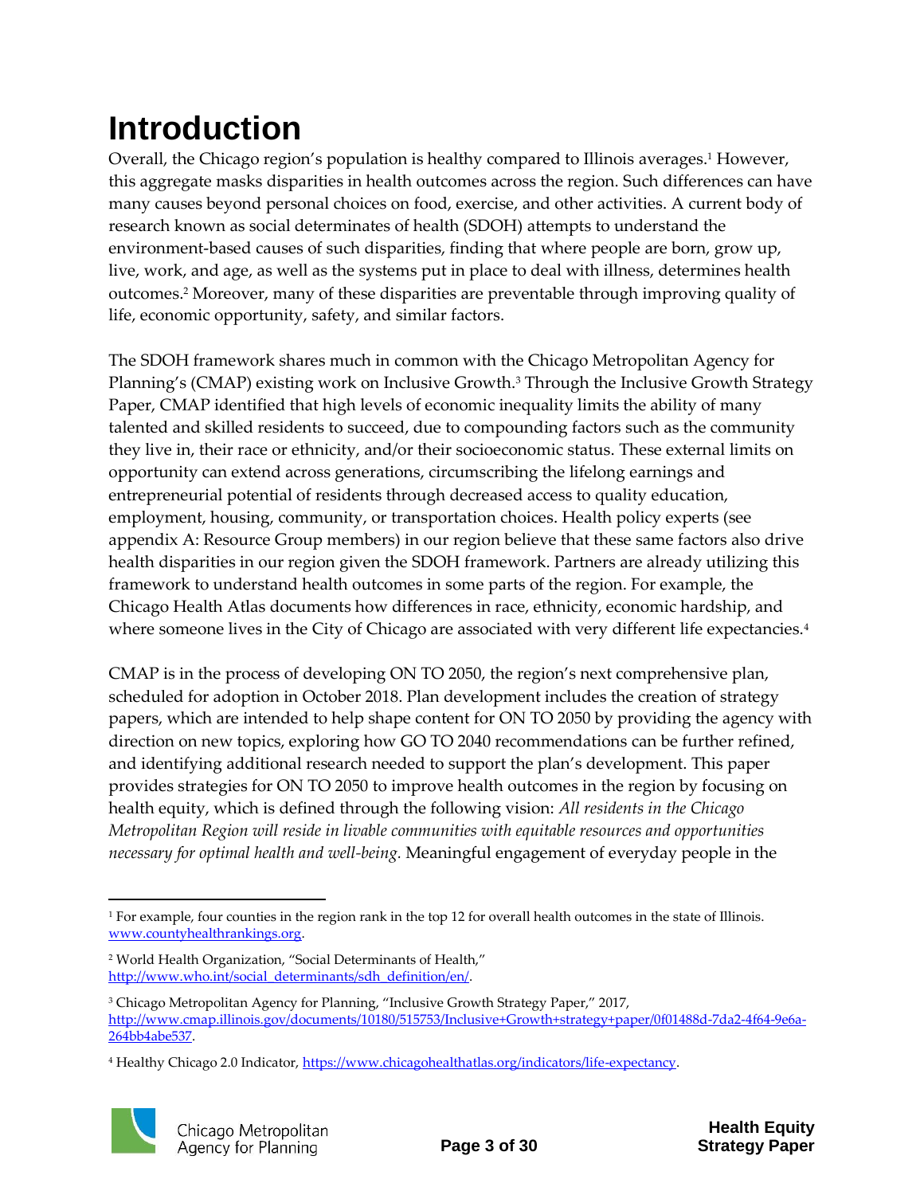# Introduction

Overall, the Chicago region's population is healthy compared to Illinois averages.[1] However, this aggregate masks disparities in health outcomes across the region. Such differences can have many causes beyond personal choices on food, exercise, and other activities. A current body of research known as social determinates of health (SDOH) attempts to understand the environment-based causes of such disparities, finding that where people are born, grow up, live, work, and age, as well as the systems put in place to deal with illness, determines health outcomes.[2] Moreover, many of these disparities are preventable through improving quality of life, economic opportunity, safety, and similar factors.

The SDOH framework shares much in common with the Chicago Metropolitan Agency for Planning's (CMAP) existing work on Inclusive Growth.[3] Through the Inclusive Growth Strategy Paper, CMAP identified that high levels of economic inequality limits the ability of many talented and skilled residents to succeed, due to compounding factors such as the community they live in, their race or ethnicity, and/or their socioeconomic status. These external limits on opportunity can extend across generations, circumscribing the lifelong earnings and entrepreneurial potential of residents through decreased access to quality education, employment, housing, community, or transportation choices. Health policy experts (see appendix A: Resource Group members) in our region believe that these same factors also drive health disparities in our region given the SDOH framework. Partners are already utilizing this framework to understand health outcomes in some parts of the region. For example, the Chicago Health Atlas documents how differences in race, ethnicity, economic hardship, and where someone lives in the City of Chicago are associated with very different life expectancies.[4]

CMAP is in the process of developing ON TO 2050, the region's next comprehensive plan, scheduled for adoption in October 2018. Plan development includes the creation of strategy papers, which are intended to help shape content for ON TO 2050 by providing the agency with direction on new topics, exploring how GO TO 2040 recommendations can be further refined, and identifying additional research needed to support the plan's development. This paper provides strategies for ON TO 2050 to improve health outcomes in the region by focusing on health equity, which is defined through the following vision: *All residents in the Chicago Metropolitan Region will reside in livable communities with equitable resources and opportunities necessary for optimal health and well-being.* Meaningful engagement of everyday people in the

---

[1] For example, four counties in the region rank in the top 12 for overall health outcomes in the state of Illinois. www.countyhealthrankings.org.

[2] World Health Organization, "Social Determinants of Health," http://www.who.int/social_determinants/sdh_definition/en/.

[3] Chicago Metropolitan Agency for Planning, "Inclusive Growth Strategy Paper," 2017, http://www.cmap.illinois.gov/documents/10180/515753/Inclusive+Growth+strategy+paper/0f01488d-7da2-4f64-9e6a-264bb4abe537.

[4] Healthy Chicago 2.0 Indicator, https://www.chicagohealthatlas.org/indicators/life-expectancy.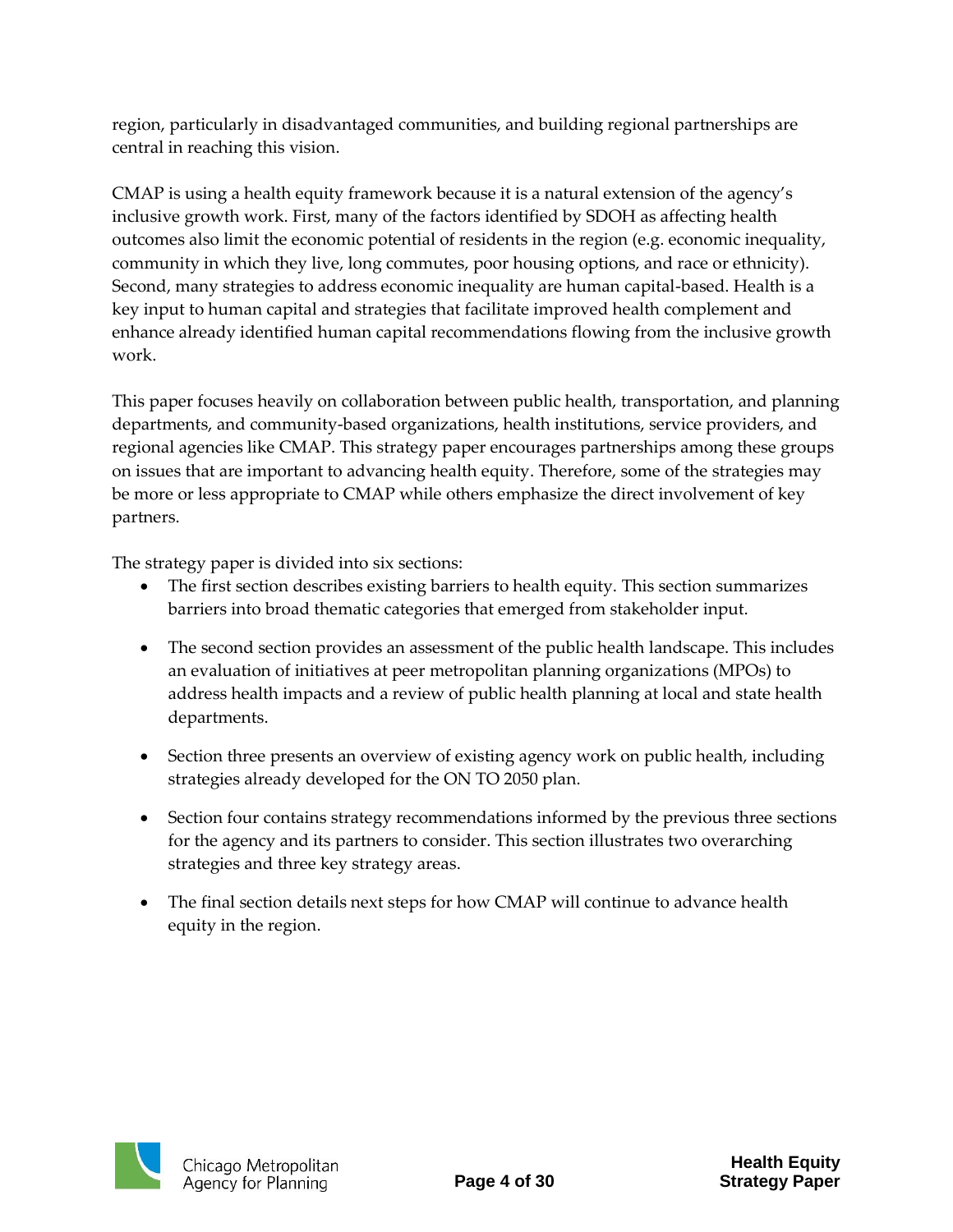region, particularly in disadvantaged communities, and building regional partnerships are central in reaching this vision.

CMAP is using a health equity framework because it is a natural extension of the agency's inclusive growth work. First, many of the factors identified by SDOH as affecting health outcomes also limit the economic potential of residents in the region (e.g. economic inequality, community in which they live, long commutes, poor housing options, and race or ethnicity). Second, many strategies to address economic inequality are human capital-based. Health is a key input to human capital and strategies that facilitate improved health complement and enhance already identified human capital recommendations flowing from the inclusive growth work.

This paper focuses heavily on collaboration between public health, transportation, and planning departments, and community-based organizations, health institutions, service providers, and regional agencies like CMAP. This strategy paper encourages partnerships among these groups on issues that are important to advancing health equity. Therefore, some of the strategies may be more or less appropriate to CMAP while others emphasize the direct involvement of key partners.

The strategy paper is divided into six sections:

- The first section describes existing barriers to health equity. This section summarizes barriers into broad thematic categories that emerged from stakeholder input.
- The second section provides an assessment of the public health landscape. This includes an evaluation of initiatives at peer metropolitan planning organizations (MPOs) to address health impacts and a review of public health planning at local and state health departments.
- Section three presents an overview of existing agency work on public health, including strategies already developed for the ON TO 2050 plan.
- Section four contains strategy recommendations informed by the previous three sections for the agency and its partners to consider. This section illustrates two overarching strategies and three key strategy areas.
- The final section details next steps for how CMAP will continue to advance health equity in the region.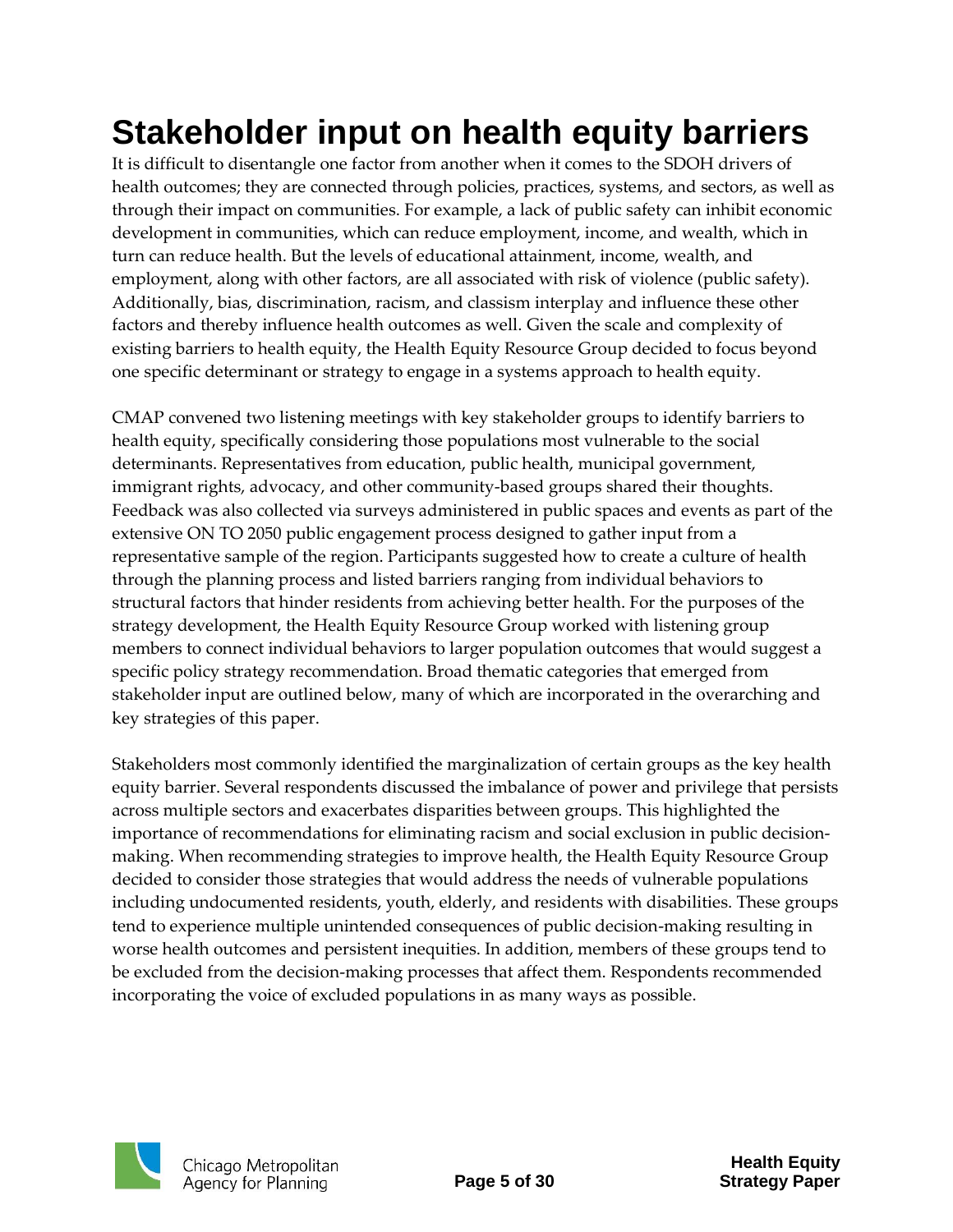# Stakeholder input on health equity barriers

It is difficult to disentangle one factor from another when it comes to the SDOH drivers of health outcomes; they are connected through policies, practices, systems, and sectors, as well as through their impact on communities. For example, a lack of public safety can inhibit economic development in communities, which can reduce employment, income, and wealth, which in turn can reduce health. But the levels of educational attainment, income, wealth, and employment, along with other factors, are all associated with risk of violence (public safety). Additionally, bias, discrimination, racism, and classism interplay and influence these other factors and thereby influence health outcomes as well. Given the scale and complexity of existing barriers to health equity, the Health Equity Resource Group decided to focus beyond one specific determinant or strategy to engage in a systems approach to health equity.

CMAP convened two listening meetings with key stakeholder groups to identify barriers to health equity, specifically considering those populations most vulnerable to the social determinants. Representatives from education, public health, municipal government, immigrant rights, advocacy, and other community-based groups shared their thoughts. Feedback was also collected via surveys administered in public spaces and events as part of the extensive ON TO 2050 public engagement process designed to gather input from a representative sample of the region. Participants suggested how to create a culture of health through the planning process and listed barriers ranging from individual behaviors to structural factors that hinder residents from achieving better health. For the purposes of the strategy development, the Health Equity Resource Group worked with listening group members to connect individual behaviors to larger population outcomes that would suggest a specific policy strategy recommendation. Broad thematic categories that emerged from stakeholder input are outlined below, many of which are incorporated in the overarching and key strategies of this paper.

Stakeholders most commonly identified the marginalization of certain groups as the key health equity barrier. Several respondents discussed the imbalance of power and privilege that persists across multiple sectors and exacerbates disparities between groups. This highlighted the importance of recommendations for eliminating racism and social exclusion in public decision-making. When recommending strategies to improve health, the Health Equity Resource Group decided to consider those strategies that would address the needs of vulnerable populations including undocumented residents, youth, elderly, and residents with disabilities. These groups tend to experience multiple unintended consequences of public decision-making resulting in worse health outcomes and persistent inequities. In addition, members of these groups tend to be excluded from the decision-making processes that affect them. Respondents recommended incorporating the voice of excluded populations in as many ways as possible.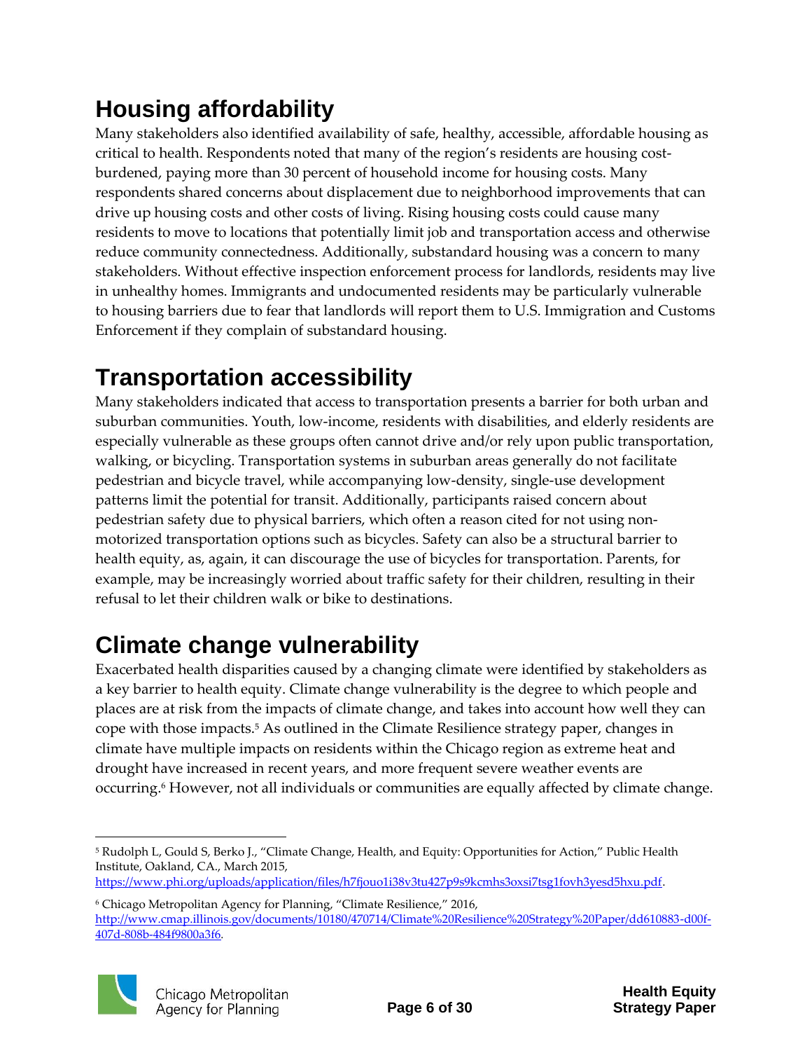## Housing affordability

Many stakeholders also identified availability of safe, healthy, accessible, affordable housing as critical to health. Respondents noted that many of the region's residents are housing cost-burdened, paying more than 30 percent of household income for housing costs. Many respondents shared concerns about displacement due to neighborhood improvements that can drive up housing costs and other costs of living. Rising housing costs could cause many residents to move to locations that potentially limit job and transportation access and otherwise reduce community connectedness. Additionally, substandard housing was a concern to many stakeholders. Without effective inspection enforcement process for landlords, residents may live in unhealthy homes. Immigrants and undocumented residents may be particularly vulnerable to housing barriers due to fear that landlords will report them to U.S. Immigration and Customs Enforcement if they complain of substandard housing.

## Transportation accessibility

Many stakeholders indicated that access to transportation presents a barrier for both urban and suburban communities. Youth, low-income, residents with disabilities, and elderly residents are especially vulnerable as these groups often cannot drive and/or rely upon public transportation, walking, or bicycling. Transportation systems in suburban areas generally do not facilitate pedestrian and bicycle travel, while accompanying low-density, single-use development patterns limit the potential for transit. Additionally, participants raised concern about pedestrian safety due to physical barriers, which often a reason cited for not using non-motorized transportation options such as bicycles. Safety can also be a structural barrier to health equity, as, again, it can discourage the use of bicycles for transportation. Parents, for example, may be increasingly worried about traffic safety for their children, resulting in their refusal to let their children walk or bike to destinations.

## Climate change vulnerability

Exacerbated health disparities caused by a changing climate were identified by stakeholders as a key barrier to health equity. Climate change vulnerability is the degree to which people and places are at risk from the impacts of climate change, and takes into account how well they can cope with those impacts.[5] As outlined in the Climate Resilience strategy paper, changes in climate have multiple impacts on residents within the Chicago region as extreme heat and drought have increased in recent years, and more frequent severe weather events are occurring.[6] However, not all individuals or communities are equally affected by climate change.

---

[5] Rudolph L, Gould S, Berko J., "Climate Change, Health, and Equity: Opportunities for Action," Public Health Institute, Oakland, CA., March 2015, https://www.phi.org/uploads/application/files/h7fjouo1i38v3tu427p9s9kcmhs3oxsi7tsg1fovh3yesd5hxu.pdf.

[6] Chicago Metropolitan Agency for Planning, "Climate Resilience," 2016, http://www.cmap.illinois.gov/documents/10180/470714/Climate%20Resilience%20Strategy%20Paper/dd610883-d00f-407d-808b-484f9800a3f6.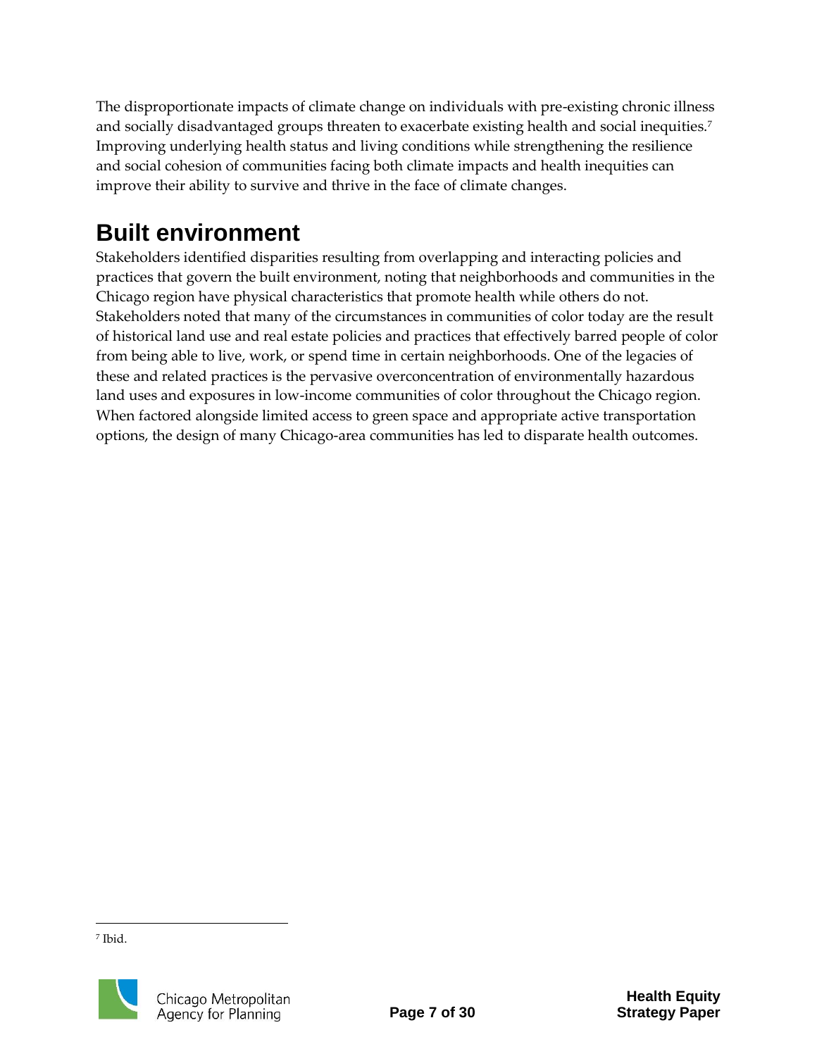The disproportionate impacts of climate change on individuals with pre-existing chronic illness and socially disadvantaged groups threaten to exacerbate existing health and social inequities.[7] Improving underlying health status and living conditions while strengthening the resilience and social cohesion of communities facing both climate impacts and health inequities can improve their ability to survive and thrive in the face of climate changes.

## Built environment

Stakeholders identified disparities resulting from overlapping and interacting policies and practices that govern the built environment, noting that neighborhoods and communities in the Chicago region have physical characteristics that promote health while others do not. Stakeholders noted that many of the circumstances in communities of color today are the result of historical land use and real estate policies and practices that effectively barred people of color from being able to live, work, or spend time in certain neighborhoods. One of the legacies of these and related practices is the pervasive overconcentration of environmentally hazardous land uses and exposures in low-income communities of color throughout the Chicago region. When factored alongside limited access to green space and appropriate active transportation options, the design of many Chicago-area communities has led to disparate health outcomes.

---

[7] Ibid.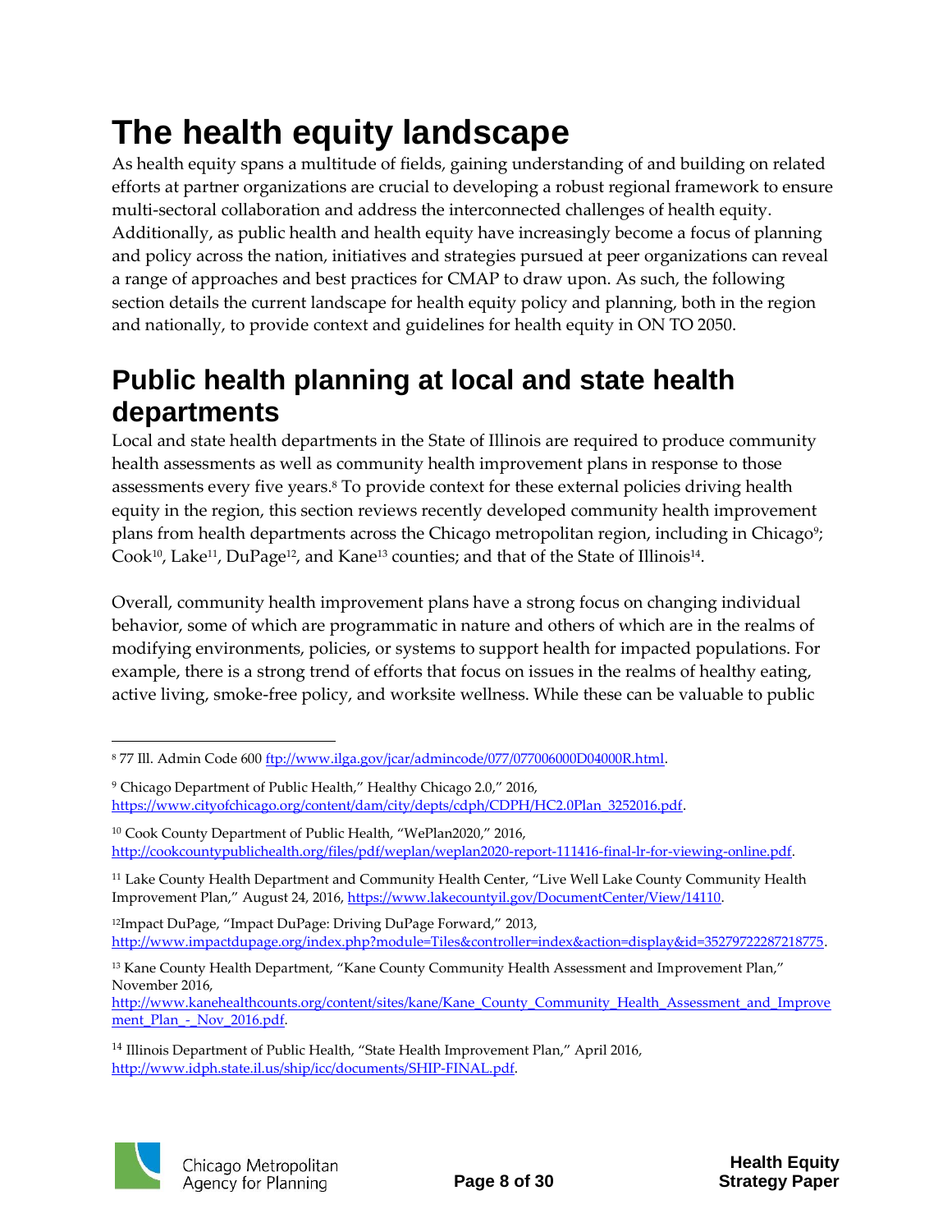# The health equity landscape

As health equity spans a multitude of fields, gaining understanding of and building on related efforts at partner organizations are crucial to developing a robust regional framework to ensure multi-sectoral collaboration and address the interconnected challenges of health equity. Additionally, as public health and health equity have increasingly become a focus of planning and policy across the nation, initiatives and strategies pursued at peer organizations can reveal a range of approaches and best practices for CMAP to draw upon. As such, the following section details the current landscape for health equity policy and planning, both in the region and nationally, to provide context and guidelines for health equity in ON TO 2050.

## Public health planning at local and state health departments

Local and state health departments in the State of Illinois are required to produce community health assessments as well as community health improvement plans in response to those assessments every five years.[8] To provide context for these external policies driving health equity in the region, this section reviews recently developed community health improvement plans from health departments across the Chicago metropolitan region, including in Chicago[9]; Cook[10], Lake[11], DuPage[12], and Kane[13] counties; and that of the State of Illinois[14].

Overall, community health improvement plans have a strong focus on changing individual behavior, some of which are programmatic in nature and others of which are in the realms of modifying environments, policies, or systems to support health for impacted populations. For example, there is a strong trend of efforts that focus on issues in the realms of healthy eating, active living, smoke-free policy, and worksite wellness. While these can be valuable to public

---

[8] 77 Ill. Admin Code 600 ftp://www.ilga.gov/jcar/admincode/077/077006000D04000R.html.

[9] Chicago Department of Public Health," Healthy Chicago 2.0," 2016, https://www.cityofchicago.org/content/dam/city/depts/cdph/CDPH/HC2.0Plan_3252016.pdf.

[10] Cook County Department of Public Health, "WePlan2020," 2016, http://cookcountypublichealth.org/files/pdf/weplan/weplan2020-report-111416-final-lr-for-viewing-online.pdf.

[11] Lake County Health Department and Community Health Center, "Live Well Lake County Community Health Improvement Plan," August 24, 2016, https://www.lakecountyil.gov/DocumentCenter/View/14110.

[12] Impact DuPage, "Impact DuPage: Driving DuPage Forward," 2013, http://www.impactdupage.org/index.php?module=Tiles&controller=index&action=display&id=35279722287218775.

[13] Kane County Health Department, "Kane County Community Health Assessment and Improvement Plan," November 2016, http://www.kanehealthcounts.org/content/sites/kane/Kane_County_Community_Health_Assessment_and_Improvement_Plan_-_Nov_2016.pdf.

[14] Illinois Department of Public Health, "State Health Improvement Plan," April 2016, http://www.idph.state.il.us/ship/icc/documents/SHIP-FINAL.pdf.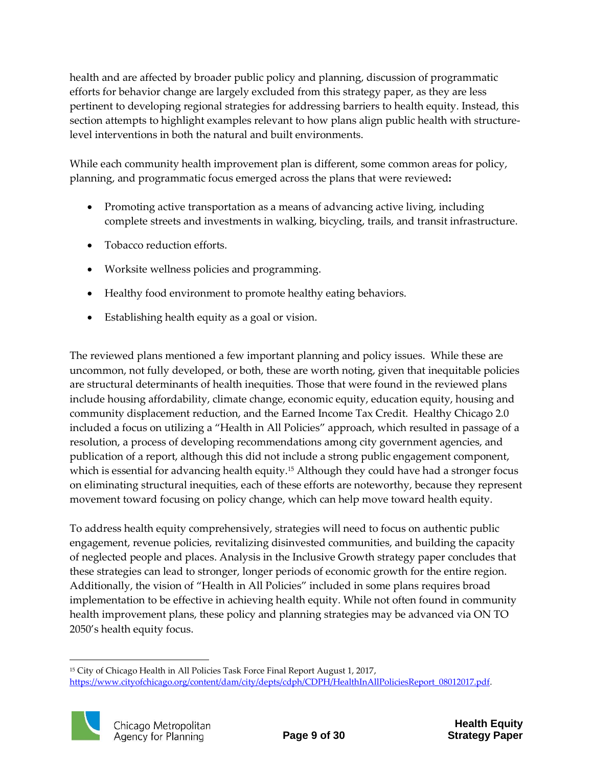health and are affected by broader public policy and planning, discussion of programmatic efforts for behavior change are largely excluded from this strategy paper, as they are less pertinent to developing regional strategies for addressing barriers to health equity. Instead, this section attempts to highlight examples relevant to how plans align public health with structure-level interventions in both the natural and built environments.

While each community health improvement plan is different, some common areas for policy, planning, and programmatic focus emerged across the plans that were reviewed**:**

- Promoting active transportation as a means of advancing active living, including complete streets and investments in walking, bicycling, trails, and transit infrastructure.
- Tobacco reduction efforts.
- Worksite wellness policies and programming.
- Healthy food environment to promote healthy eating behaviors.
- Establishing health equity as a goal or vision.

The reviewed plans mentioned a few important planning and policy issues. While these are uncommon, not fully developed, or both, these are worth noting, given that inequitable policies are structural determinants of health inequities. Those that were found in the reviewed plans include housing affordability, climate change, economic equity, education equity, housing and community displacement reduction, and the Earned Income Tax Credit. Healthy Chicago 2.0 included a focus on utilizing a "Health in All Policies" approach, which resulted in passage of a resolution, a process of developing recommendations among city government agencies, and publication of a report, although this did not include a strong public engagement component, which is essential for advancing health equity.[15] Although they could have had a stronger focus on eliminating structural inequities, each of these efforts are noteworthy, because they represent movement toward focusing on policy change, which can help move toward health equity.

To address health equity comprehensively, strategies will need to focus on authentic public engagement, revenue policies, revitalizing disinvested communities, and building the capacity of neglected people and places. Analysis in the Inclusive Growth strategy paper concludes that these strategies can lead to stronger, longer periods of economic growth for the entire region. Additionally, the vision of "Health in All Policies" included in some plans requires broad implementation to be effective in achieving health equity. While not often found in community health improvement plans, these policy and planning strategies may be advanced via ON TO 2050's health equity focus.

---

[15] City of Chicago Health in All Policies Task Force Final Report August 1, 2017, https://www.cityofchicago.org/content/dam/city/depts/cdph/CDPH/HealthInAllPoliciesReport_08012017.pdf.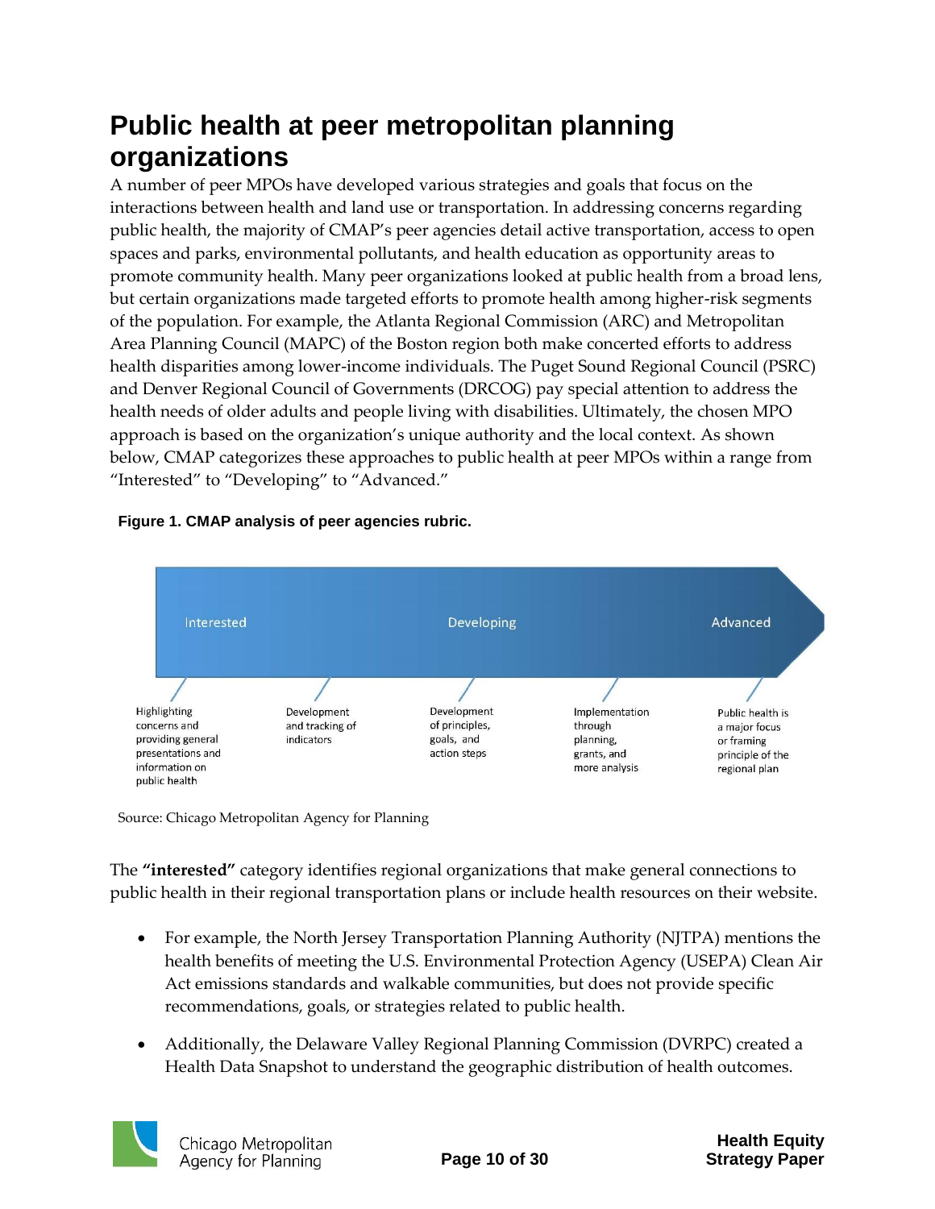# Public health at peer metropolitan planning organizations

A number of peer MPOs have developed various strategies and goals that focus on the interactions between health and land use or transportation. In addressing concerns regarding public health, the majority of CMAP's peer agencies detail active transportation, access to open spaces and parks, environmental pollutants, and health education as opportunity areas to promote community health. Many peer organizations looked at public health from a broad lens, but certain organizations made targeted efforts to promote health among higher-risk segments of the population. For example, the Atlanta Regional Commission (ARC) and Metropolitan Area Planning Council (MAPC) of the Boston region both make concerted efforts to address health disparities among lower-income individuals. The Puget Sound Regional Council (PSRC) and Denver Regional Council of Governments (DRCOG) pay special attention to address the health needs of older adults and people living with disabilities. Ultimately, the chosen MPO approach is based on the organization's unique authority and the local context. As shown below, CMAP categorizes these approaches to public health at peer MPOs within a range from "Interested" to "Developing" to "Advanced."

**Figure 1. CMAP analysis of peer agencies rubric.**

Interested → Developing → Advanced

- Highlighting concerns and providing general presentations and information on public health
- Development and tracking of indicators
- Development of principles, goals, and action steps
- Implementation through planning, grants, and more analysis
- Public health is a major focus or framing principle of the regional plan

Source: Chicago Metropolitan Agency for Planning

The **"interested"** category identifies regional organizations that make general connections to public health in their regional transportation plans or include health resources on their website.

- For example, the North Jersey Transportation Planning Authority (NJTPA) mentions the health benefits of meeting the U.S. Environmental Protection Agency (USEPA) Clean Air Act emissions standards and walkable communities, but does not provide specific recommendations, goals, or strategies related to public health.
- Additionally, the Delaware Valley Regional Planning Commission (DVRPC) created a Health Data Snapshot to understand the geographic distribution of health outcomes.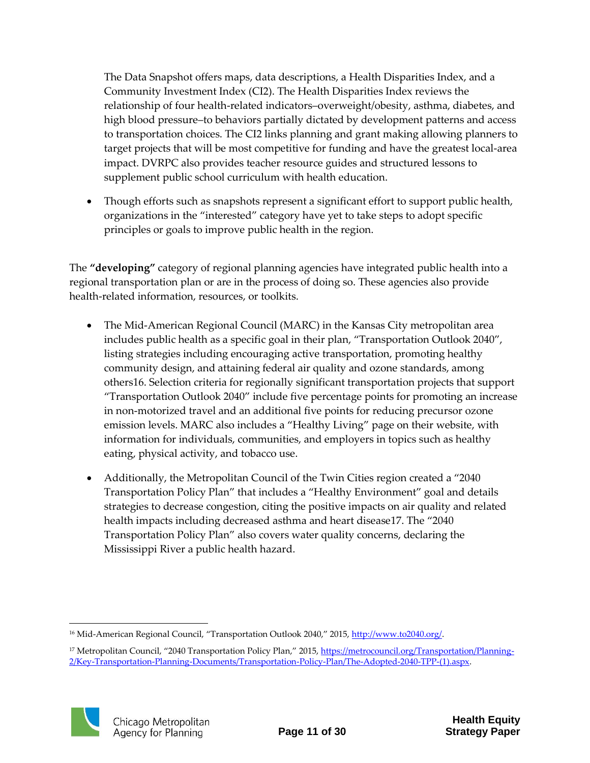The Data Snapshot offers maps, data descriptions, a Health Disparities Index, and a Community Investment Index (CI2). The Health Disparities Index reviews the relationship of four health-related indicators–overweight/obesity, asthma, diabetes, and high blood pressure–to behaviors partially dictated by development patterns and access to transportation choices. The CI2 links planning and grant making allowing planners to target projects that will be most competitive for funding and have the greatest local-area impact. DVRPC also provides teacher resource guides and structured lessons to supplement public school curriculum with health education.

- Though efforts such as snapshots represent a significant effort to support public health, organizations in the "interested" category have yet to take steps to adopt specific principles or goals to improve public health in the region.

The **"developing"** category of regional planning agencies have integrated public health into a regional transportation plan or are in the process of doing so. These agencies also provide health-related information, resources, or toolkits.

- The Mid-American Regional Council (MARC) in the Kansas City metropolitan area includes public health as a specific goal in their plan, "Transportation Outlook 2040", listing strategies including encouraging active transportation, promoting healthy community design, and attaining federal air quality and ozone standards, among others[16]. Selection criteria for regionally significant transportation projects that support "Transportation Outlook 2040" include five percentage points for promoting an increase in non-motorized travel and an additional five points for reducing precursor ozone emission levels. MARC also includes a "Healthy Living" page on their website, with information for individuals, communities, and employers in topics such as healthy eating, physical activity, and tobacco use.

- Additionally, the Metropolitan Council of the Twin Cities region created a "2040 Transportation Policy Plan" that includes a "Healthy Environment" goal and details strategies to decrease congestion, citing the positive impacts on air quality and related health impacts including decreased asthma and heart disease[17]. The "2040 Transportation Policy Plan" also covers water quality concerns, declaring the Mississippi River a public health hazard.

---

[16] Mid-American Regional Council, "Transportation Outlook 2040," 2015, http://www.to2040.org/.

[17] Metropolitan Council, "2040 Transportation Policy Plan," 2015, https://metrocouncil.org/Transportation/Planning-2/Key-Transportation-Planning-Documents/Transportation-Policy-Plan/The-Adopted-2040-TPP-(1).aspx.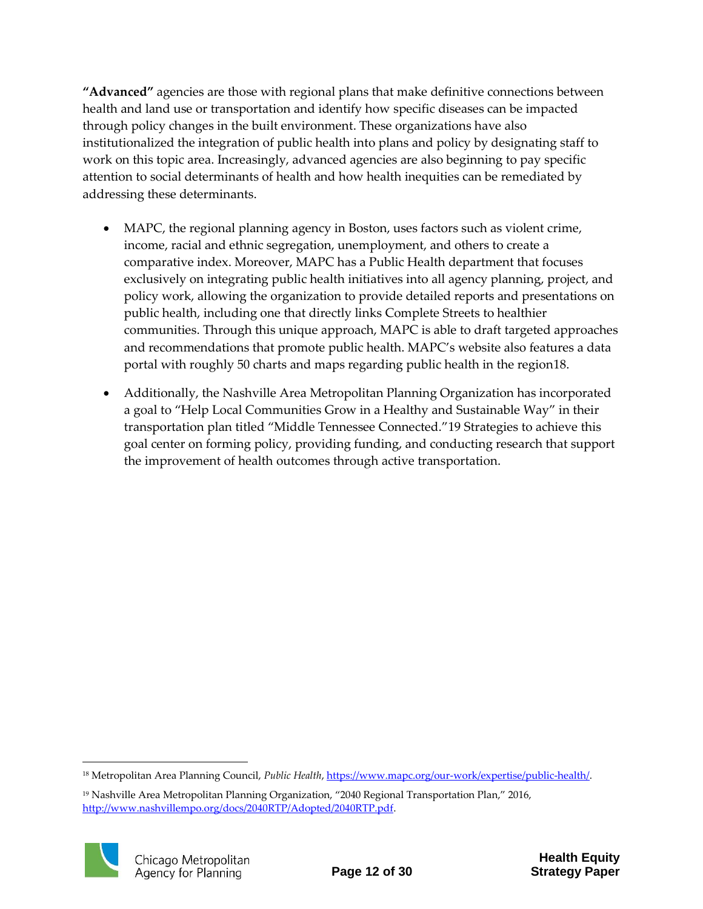**"Advanced"** agencies are those with regional plans that make definitive connections between health and land use or transportation and identify how specific diseases can be impacted through policy changes in the built environment. These organizations have also institutionalized the integration of public health into plans and policy by designating staff to work on this topic area. Increasingly, advanced agencies are also beginning to pay specific attention to social determinants of health and how health inequities can be remediated by addressing these determinants.

- MAPC, the regional planning agency in Boston, uses factors such as violent crime, income, racial and ethnic segregation, unemployment, and others to create a comparative index. Moreover, MAPC has a Public Health department that focuses exclusively on integrating public health initiatives into all agency planning, project, and policy work, allowing the organization to provide detailed reports and presentations on public health, including one that directly links Complete Streets to healthier communities. Through this unique approach, MAPC is able to draft targeted approaches and recommendations that promote public health. MAPC's website also features a data portal with roughly 50 charts and maps regarding public health in the region[18].
- Additionally, the Nashville Area Metropolitan Planning Organization has incorporated a goal to "Help Local Communities Grow in a Healthy and Sustainable Way" in their transportation plan titled "Middle Tennessee Connected."[19] Strategies to achieve this goal center on forming policy, providing funding, and conducting research that support the improvement of health outcomes through active transportation.

---

[18] Metropolitan Area Planning Council, *Public Health*, https://www.mapc.org/our-work/expertise/public-health/.

[19] Nashville Area Metropolitan Planning Organization, "2040 Regional Transportation Plan," 2016, http://www.nashvillempo.org/docs/2040RTP/Adopted/2040RTP.pdf.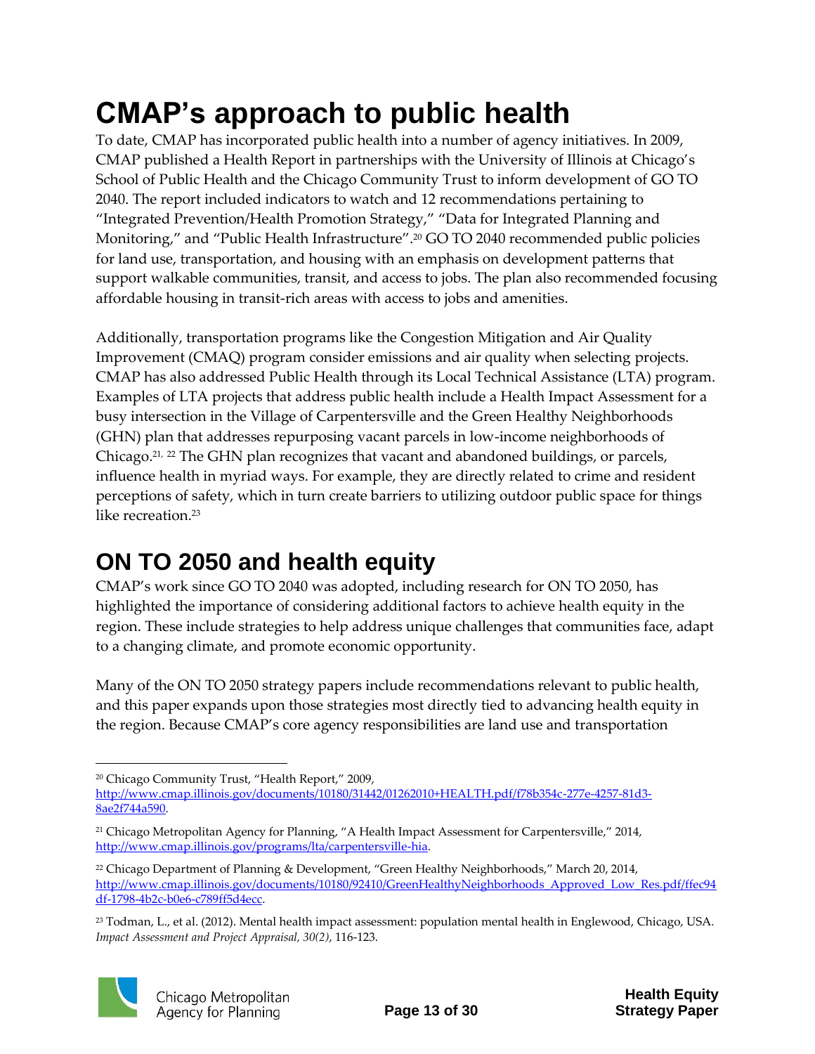# CMAP's approach to public health

To date, CMAP has incorporated public health into a number of agency initiatives. In 2009, CMAP published a Health Report in partnerships with the University of Illinois at Chicago's School of Public Health and the Chicago Community Trust to inform development of GO TO 2040. The report included indicators to watch and 12 recommendations pertaining to "Integrated Prevention/Health Promotion Strategy," "Data for Integrated Planning and Monitoring," and "Public Health Infrastructure".[20] GO TO 2040 recommended public policies for land use, transportation, and housing with an emphasis on development patterns that support walkable communities, transit, and access to jobs. The plan also recommended focusing affordable housing in transit-rich areas with access to jobs and amenities.

Additionally, transportation programs like the Congestion Mitigation and Air Quality Improvement (CMAQ) program consider emissions and air quality when selecting projects. CMAP has also addressed Public Health through its Local Technical Assistance (LTA) program. Examples of LTA projects that address public health include a Health Impact Assessment for a busy intersection in the Village of Carpentersville and the Green Healthy Neighborhoods (GHN) plan that addresses repurposing vacant parcels in low-income neighborhoods of Chicago.[21, 22] The GHN plan recognizes that vacant and abandoned buildings, or parcels, influence health in myriad ways. For example, they are directly related to crime and resident perceptions of safety, which in turn create barriers to utilizing outdoor public space for things like recreation.[23]

## ON TO 2050 and health equity

CMAP's work since GO TO 2040 was adopted, including research for ON TO 2050, has highlighted the importance of considering additional factors to achieve health equity in the region. These include strategies to help address unique challenges that communities face, adapt to a changing climate, and promote economic opportunity.

Many of the ON TO 2050 strategy papers include recommendations relevant to public health, and this paper expands upon those strategies most directly tied to advancing health equity in the region. Because CMAP's core agency responsibilities are land use and transportation

---

[20] Chicago Community Trust, "Health Report," 2009, http://www.cmap.illinois.gov/documents/10180/31442/01262010+HEALTH.pdf/f78b354c-277e-4257-81d3-8ae2f744a590.

[21] Chicago Metropolitan Agency for Planning, "A Health Impact Assessment for Carpentersville," 2014, http://www.cmap.illinois.gov/programs/lta/carpentersville-hia.

[22] Chicago Department of Planning & Development, "Green Healthy Neighborhoods," March 20, 2014, http://www.cmap.illinois.gov/documents/10180/92410/GreenHealthyNeighborhoods_Approved_Low_Res.pdf/ffec94df-1798-4b2c-b0e6-c789ff5d4ecc.

[23] Todman, L., et al. (2012). Mental health impact assessment: population mental health in Englewood, Chicago, USA. *Impact Assessment and Project Appraisal, 30(2)*, 116-123.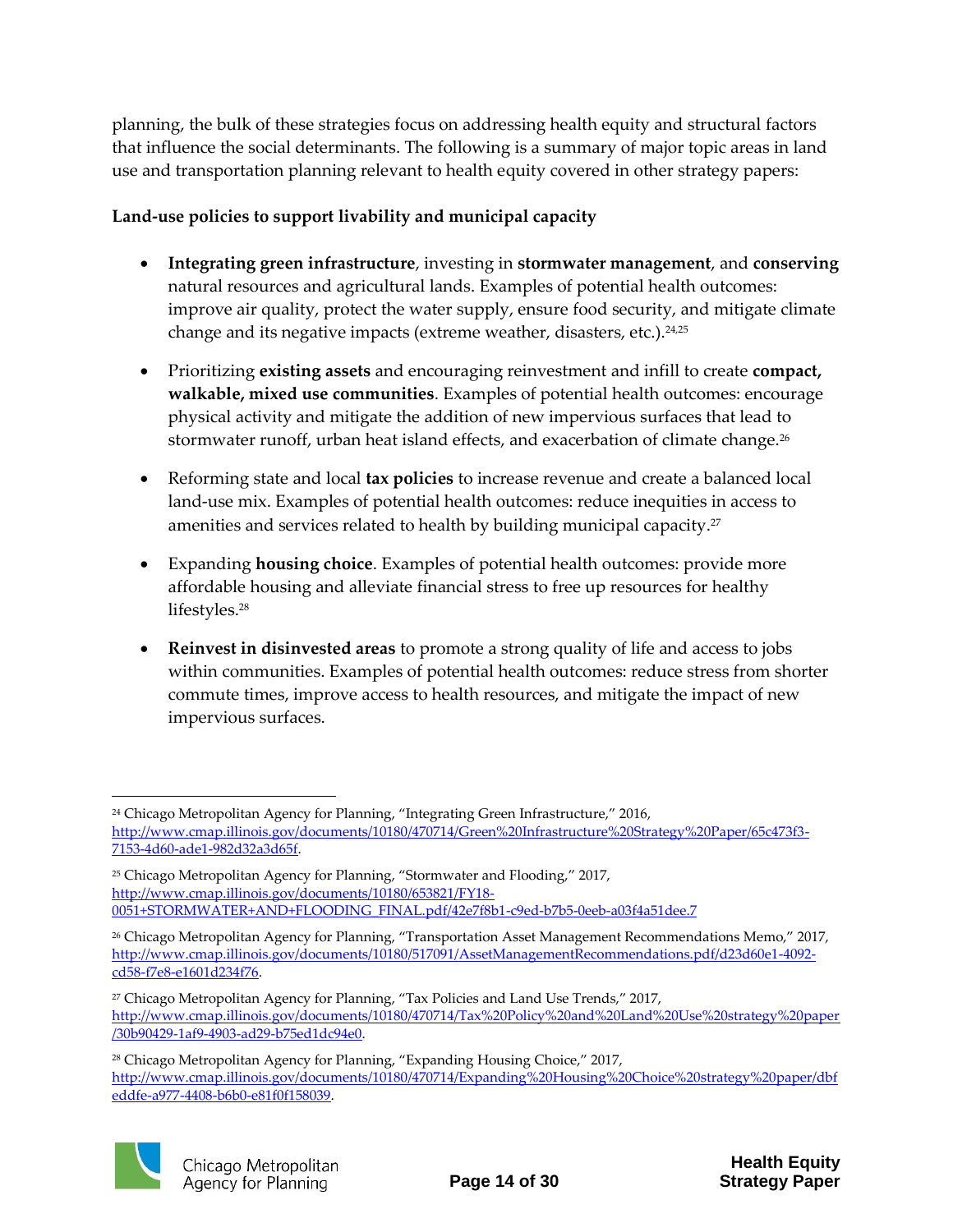planning, the bulk of these strategies focus on addressing health equity and structural factors that influence the social determinants. The following is a summary of major topic areas in land use and transportation planning relevant to health equity covered in other strategy papers:

**Land-use policies to support livability and municipal capacity**

- **Integrating green infrastructure**, investing in **stormwater management**, and **conserving** natural resources and agricultural lands. Examples of potential health outcomes: improve air quality, protect the water supply, ensure food security, and mitigate climate change and its negative impacts (extreme weather, disasters, etc.).[24,25]
- Prioritizing **existing assets** and encouraging reinvestment and infill to create **compact, walkable, mixed use communities**. Examples of potential health outcomes: encourage physical activity and mitigate the addition of new impervious surfaces that lead to stormwater runoff, urban heat island effects, and exacerbation of climate change.[26]
- Reforming state and local **tax policies** to increase revenue and create a balanced local land-use mix. Examples of potential health outcomes: reduce inequities in access to amenities and services related to health by building municipal capacity.[27]
- Expanding **housing choice**. Examples of potential health outcomes: provide more affordable housing and alleviate financial stress to free up resources for healthy lifestyles.[28]
- **Reinvest in disinvested areas** to promote a strong quality of life and access to jobs within communities. Examples of potential health outcomes: reduce stress from shorter commute times, improve access to health resources, and mitigate the impact of new impervious surfaces.

---

[24] Chicago Metropolitan Agency for Planning, "Integrating Green Infrastructure," 2016, http://www.cmap.illinois.gov/documents/10180/470714/Green%20Infrastructure%20Strategy%20Paper/65c473f3-7153-4d60-ade1-982d32a3d65f.

[25] Chicago Metropolitan Agency for Planning, "Stormwater and Flooding," 2017, http://www.cmap.illinois.gov/documents/10180/653821/FY18-0051+STORMWATER+AND+FLOODING_FINAL.pdf/42e7f8b1-c9ed-b7b5-0eeb-a03f4a51dee.7

[26] Chicago Metropolitan Agency for Planning, "Transportation Asset Management Recommendations Memo," 2017, http://www.cmap.illinois.gov/documents/10180/517091/AssetManagementRecommendations.pdf/d23d60e1-4092-cd58-f7e8-e1601d234f76.

[27] Chicago Metropolitan Agency for Planning, "Tax Policies and Land Use Trends," 2017, http://www.cmap.illinois.gov/documents/10180/470714/Tax%20Policy%20and%20Land%20Use%20strategy%20paper/30b90429-1af9-4903-ad29-b75ed1dc94e0.

[28] Chicago Metropolitan Agency for Planning, "Expanding Housing Choice," 2017, http://www.cmap.illinois.gov/documents/10180/470714/Expanding%20Housing%20Choice%20strategy%20paper/dbfeddfe-a977-4408-b6b0-e81f0f158039.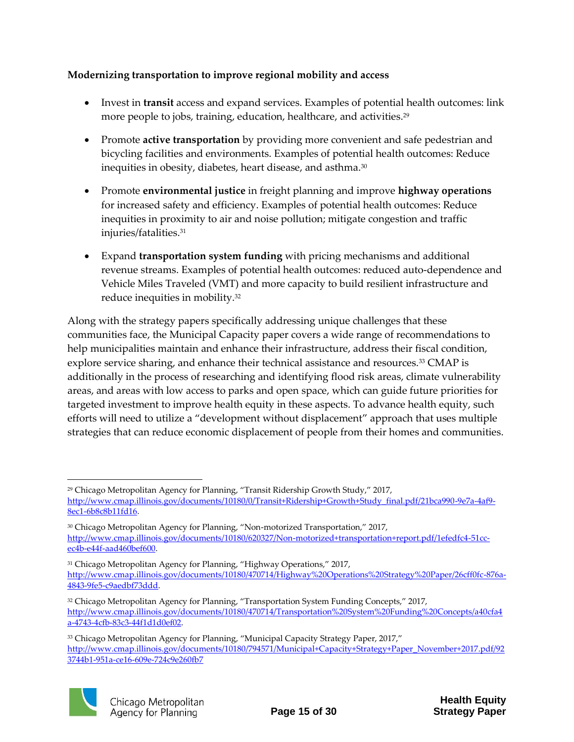**Modernizing transportation to improve regional mobility and access**

- Invest in **transit** access and expand services. Examples of potential health outcomes: link more people to jobs, training, education, healthcare, and activities.[29]

- Promote **active transportation** by providing more convenient and safe pedestrian and bicycling facilities and environments. Examples of potential health outcomes: Reduce inequities in obesity, diabetes, heart disease, and asthma.[30]

- Promote **environmental justice** in freight planning and improve **highway operations** for increased safety and efficiency. Examples of potential health outcomes: Reduce inequities in proximity to air and noise pollution; mitigate congestion and traffic injuries/fatalities.[31]

- Expand **transportation system funding** with pricing mechanisms and additional revenue streams. Examples of potential health outcomes: reduced auto-dependence and Vehicle Miles Traveled (VMT) and more capacity to build resilient infrastructure and reduce inequities in mobility.[32]

Along with the strategy papers specifically addressing unique challenges that these communities face, the Municipal Capacity paper covers a wide range of recommendations to help municipalities maintain and enhance their infrastructure, address their fiscal condition, explore service sharing, and enhance their technical assistance and resources.[33] CMAP is additionally in the process of researching and identifying flood risk areas, climate vulnerability areas, and areas with low access to parks and open space, which can guide future priorities for targeted investment to improve health equity in these aspects. To advance health equity, such efforts will need to utilize a "development without displacement" approach that uses multiple strategies that can reduce economic displacement of people from their homes and communities.

---

[29] Chicago Metropolitan Agency for Planning, "Transit Ridership Growth Study," 2017, http://www.cmap.illinois.gov/documents/10180/0/Transit+Ridership+Growth+Study_final.pdf/21bca990-9e7a-4af9-8ec1-6b8c8b11fd16.

[30] Chicago Metropolitan Agency for Planning, "Non-motorized Transportation," 2017, http://www.cmap.illinois.gov/documents/10180/620327/Non-motorized+transportation+report.pdf/1efedfc4-51cc-ec4b-e44f-aad460bef600.

[31] Chicago Metropolitan Agency for Planning, "Highway Operations," 2017, http://www.cmap.illinois.gov/documents/10180/470714/Highway%20Operations%20Strategy%20Paper/26cff0fc-876a-4843-9fe5-c9aedbf73ddd.

[32] Chicago Metropolitan Agency for Planning, "Transportation System Funding Concepts," 2017, http://www.cmap.illinois.gov/documents/10180/470714/Transportation%20System%20Funding%20Concepts/a40cfa4a-4743-4cfb-83c3-44f1d1d0ef02.

[33] Chicago Metropolitan Agency for Planning, "Municipal Capacity Strategy Paper, 2017," http://www.cmap.illinois.gov/documents/10180/794571/Municipal+Capacity+Strategy+Paper_November+2017.pdf/923744b1-951a-ce16-609e-724c9e260fb7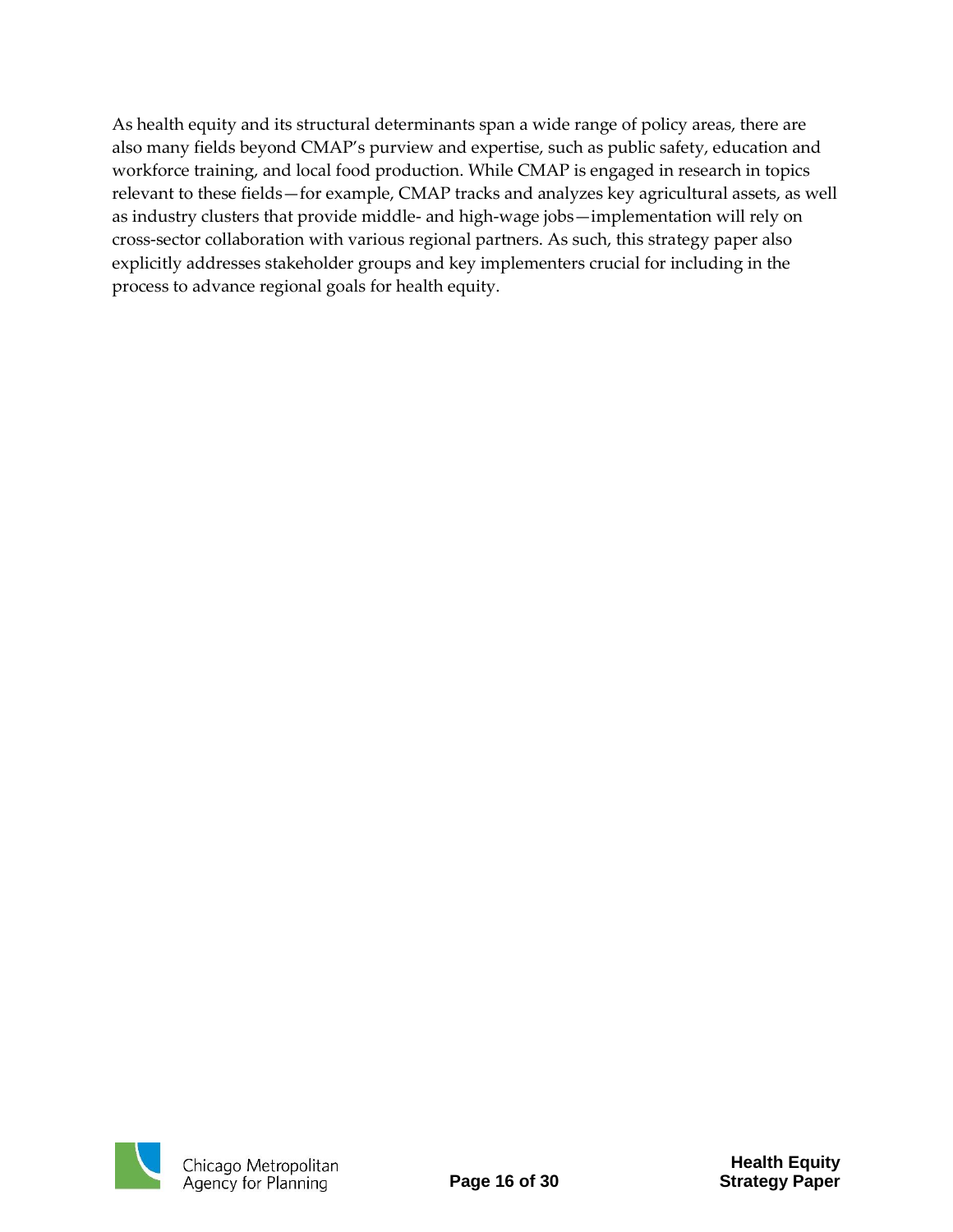As health equity and its structural determinants span a wide range of policy areas, there are also many fields beyond CMAP's purview and expertise, such as public safety, education and workforce training, and local food production. While CMAP is engaged in research in topics relevant to these fields—for example, CMAP tracks and analyzes key agricultural assets, as well as industry clusters that provide middle- and high-wage jobs—implementation will rely on cross-sector collaboration with various regional partners. As such, this strategy paper also explicitly addresses stakeholder groups and key implementers crucial for including in the process to advance regional goals for health equity.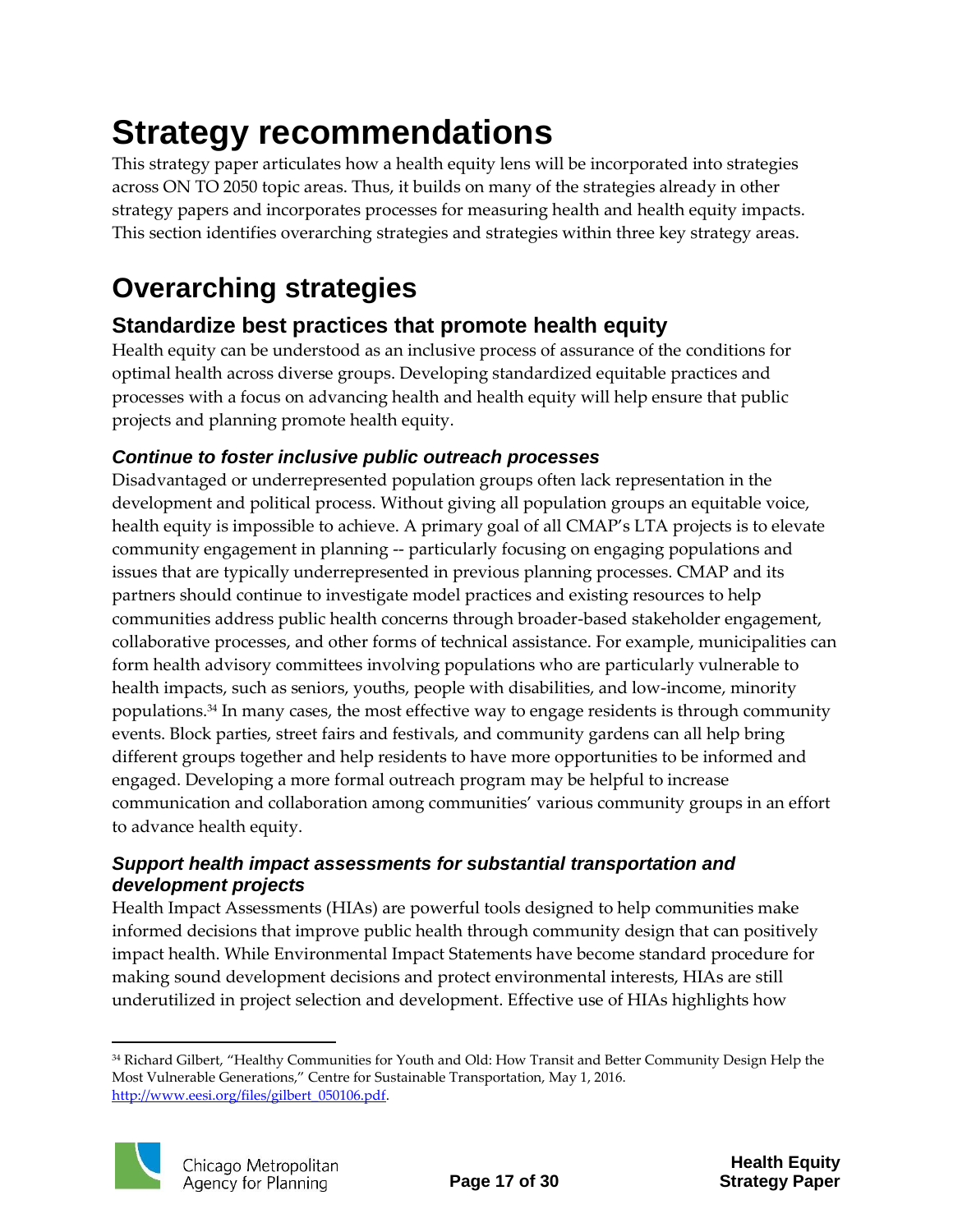# Strategy recommendations

This strategy paper articulates how a health equity lens will be incorporated into strategies across ON TO 2050 topic areas. Thus, it builds on many of the strategies already in other strategy papers and incorporates processes for measuring health and health equity impacts. This section identifies overarching strategies and strategies within three key strategy areas.

# Overarching strategies

## Standardize best practices that promote health equity

Health equity can be understood as an inclusive process of assurance of the conditions for optimal health across diverse groups. Developing standardized equitable practices and processes with a focus on advancing health and health equity will help ensure that public projects and planning promote health equity.

### *Continue to foster inclusive public outreach processes*

Disadvantaged or underrepresented population groups often lack representation in the development and political process. Without giving all population groups an equitable voice, health equity is impossible to achieve. A primary goal of all CMAP's LTA projects is to elevate community engagement in planning -- particularly focusing on engaging populations and issues that are typically underrepresented in previous planning processes. CMAP and its partners should continue to investigate model practices and existing resources to help communities address public health concerns through broader-based stakeholder engagement, collaborative processes, and other forms of technical assistance. For example, municipalities can form health advisory committees involving populations who are particularly vulnerable to health impacts, such as seniors, youths, people with disabilities, and low-income, minority populations.[34] In many cases, the most effective way to engage residents is through community events. Block parties, street fairs and festivals, and community gardens can all help bring different groups together and help residents to have more opportunities to be informed and engaged. Developing a more formal outreach program may be helpful to increase communication and collaboration among communities' various community groups in an effort to advance health equity.

### *Support health impact assessments for substantial transportation and development projects*

Health Impact Assessments (HIAs) are powerful tools designed to help communities make informed decisions that improve public health through community design that can positively impact health. While Environmental Impact Statements have become standard procedure for making sound development decisions and protect environmental interests, HIAs are still underutilized in project selection and development. Effective use of HIAs highlights how

---

[34] Richard Gilbert, "Healthy Communities for Youth and Old: How Transit and Better Community Design Help the Most Vulnerable Generations," Centre for Sustainable Transportation, May 1, 2016. http://www.eesi.org/files/gilbert_050106.pdf.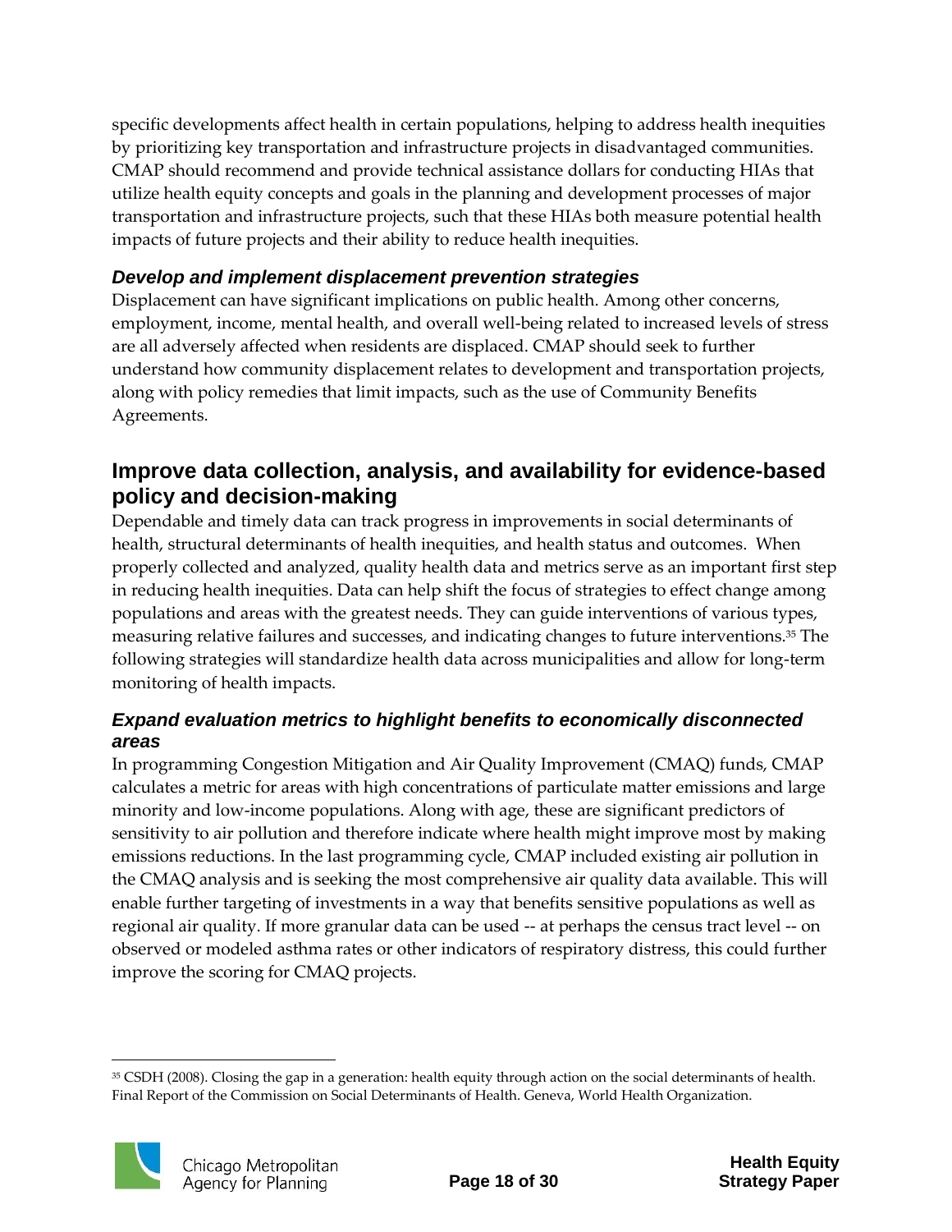specific developments affect health in certain populations, helping to address health inequities by prioritizing key transportation and infrastructure projects in disadvantaged communities. CMAP should recommend and provide technical assistance dollars for conducting HIAs that utilize health equity concepts and goals in the planning and development processes of major transportation and infrastructure projects, such that these HIAs both measure potential health impacts of future projects and their ability to reduce health inequities.

### *Develop and implement displacement prevention strategies*

Displacement can have significant implications on public health. Among other concerns, employment, income, mental health, and overall well-being related to increased levels of stress are all adversely affected when residents are displaced. CMAP should seek to further understand how community displacement relates to development and transportation projects, along with policy remedies that limit impacts, such as the use of Community Benefits Agreements.

## Improve data collection, analysis, and availability for evidence-based policy and decision-making

Dependable and timely data can track progress in improvements in social determinants of health, structural determinants of health inequities, and health status and outcomes. When properly collected and analyzed, quality health data and metrics serve as an important first step in reducing health inequities. Data can help shift the focus of strategies to effect change among populations and areas with the greatest needs. They can guide interventions of various types, measuring relative failures and successes, and indicating changes to future interventions.[35] The following strategies will standardize health data across municipalities and allow for long-term monitoring of health impacts.

### *Expand evaluation metrics to highlight benefits to economically disconnected areas*

In programming Congestion Mitigation and Air Quality Improvement (CMAQ) funds, CMAP calculates a metric for areas with high concentrations of particulate matter emissions and large minority and low-income populations. Along with age, these are significant predictors of sensitivity to air pollution and therefore indicate where health might improve most by making emissions reductions. In the last programming cycle, CMAP included existing air pollution in the CMAQ analysis and is seeking the most comprehensive air quality data available. This will enable further targeting of investments in a way that benefits sensitive populations as well as regional air quality. If more granular data can be used -- at perhaps the census tract level -- on observed or modeled asthma rates or other indicators of respiratory distress, this could further improve the scoring for CMAQ projects.

---

[35] CSDH (2008). Closing the gap in a generation: health equity through action on the social determinants of health. Final Report of the Commission on Social Determinants of Health. Geneva, World Health Organization.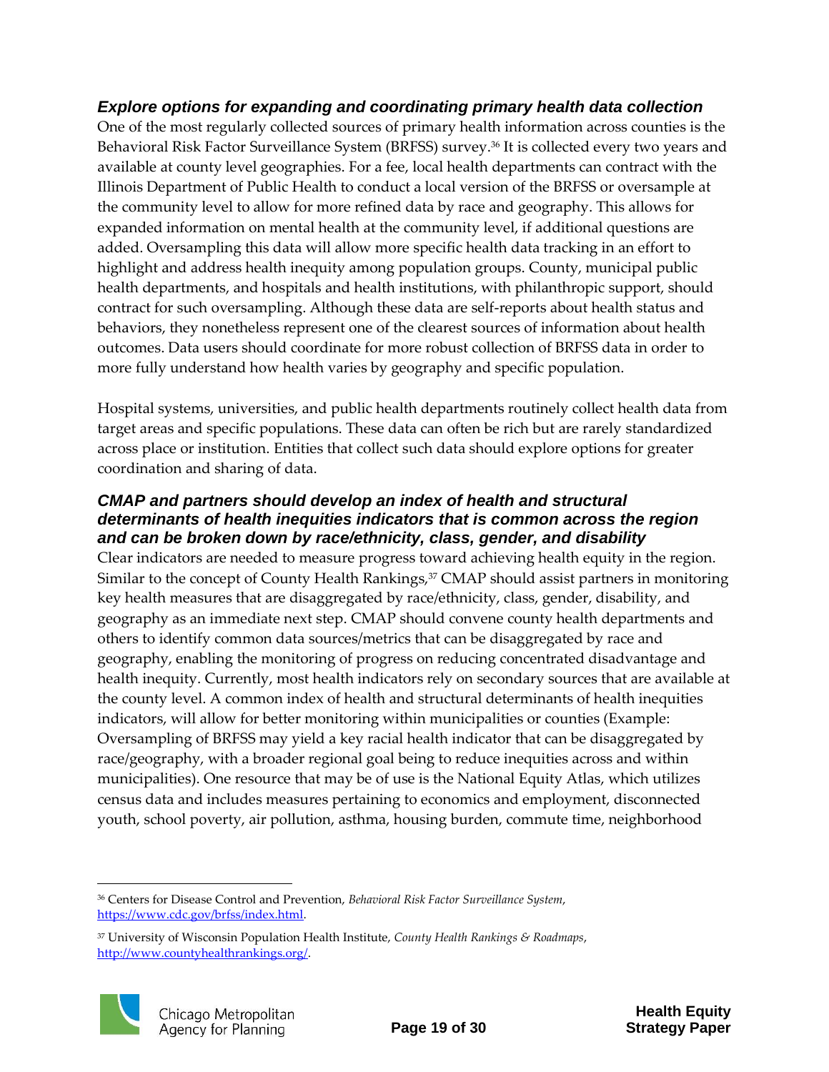### *Explore options for expanding and coordinating primary health data collection*

One of the most regularly collected sources of primary health information across counties is the Behavioral Risk Factor Surveillance System (BRFSS) survey.[36] It is collected every two years and available at county level geographies. For a fee, local health departments can contract with the Illinois Department of Public Health to conduct a local version of the BRFSS or oversample at the community level to allow for more refined data by race and geography. This allows for expanded information on mental health at the community level, if additional questions are added. Oversampling this data will allow more specific health data tracking in an effort to highlight and address health inequity among population groups. County, municipal public health departments, and hospitals and health institutions, with philanthropic support, should contract for such oversampling. Although these data are self-reports about health status and behaviors, they nonetheless represent one of the clearest sources of information about health outcomes. Data users should coordinate for more robust collection of BRFSS data in order to more fully understand how health varies by geography and specific population.

Hospital systems, universities, and public health departments routinely collect health data from target areas and specific populations. These data can often be rich but are rarely standardized across place or institution. Entities that collect such data should explore options for greater coordination and sharing of data.

### *CMAP and partners should develop an index of health and structural determinants of health inequities indicators that is common across the region and can be broken down by race/ethnicity, class, gender, and disability*

Clear indicators are needed to measure progress toward achieving health equity in the region. Similar to the concept of County Health Rankings,[37] CMAP should assist partners in monitoring key health measures that are disaggregated by race/ethnicity, class, gender, disability, and geography as an immediate next step. CMAP should convene county health departments and others to identify common data sources/metrics that can be disaggregated by race and geography, enabling the monitoring of progress on reducing concentrated disadvantage and health inequity. Currently, most health indicators rely on secondary sources that are available at the county level. A common index of health and structural determinants of health inequities indicators, will allow for better monitoring within municipalities or counties (Example: Oversampling of BRFSS may yield a key racial health indicator that can be disaggregated by race/geography, with a broader regional goal being to reduce inequities across and within municipalities). One resource that may be of use is the National Equity Atlas, which utilizes census data and includes measures pertaining to economics and employment, disconnected youth, school poverty, air pollution, asthma, housing burden, commute time, neighborhood

---

[36] Centers for Disease Control and Prevention, *Behavioral Risk Factor Surveillance System*, https://www.cdc.gov/brfss/index.html.

[37] University of Wisconsin Population Health Institute, *County Health Rankings & Roadmaps*, http://www.countyhealthrankings.org/.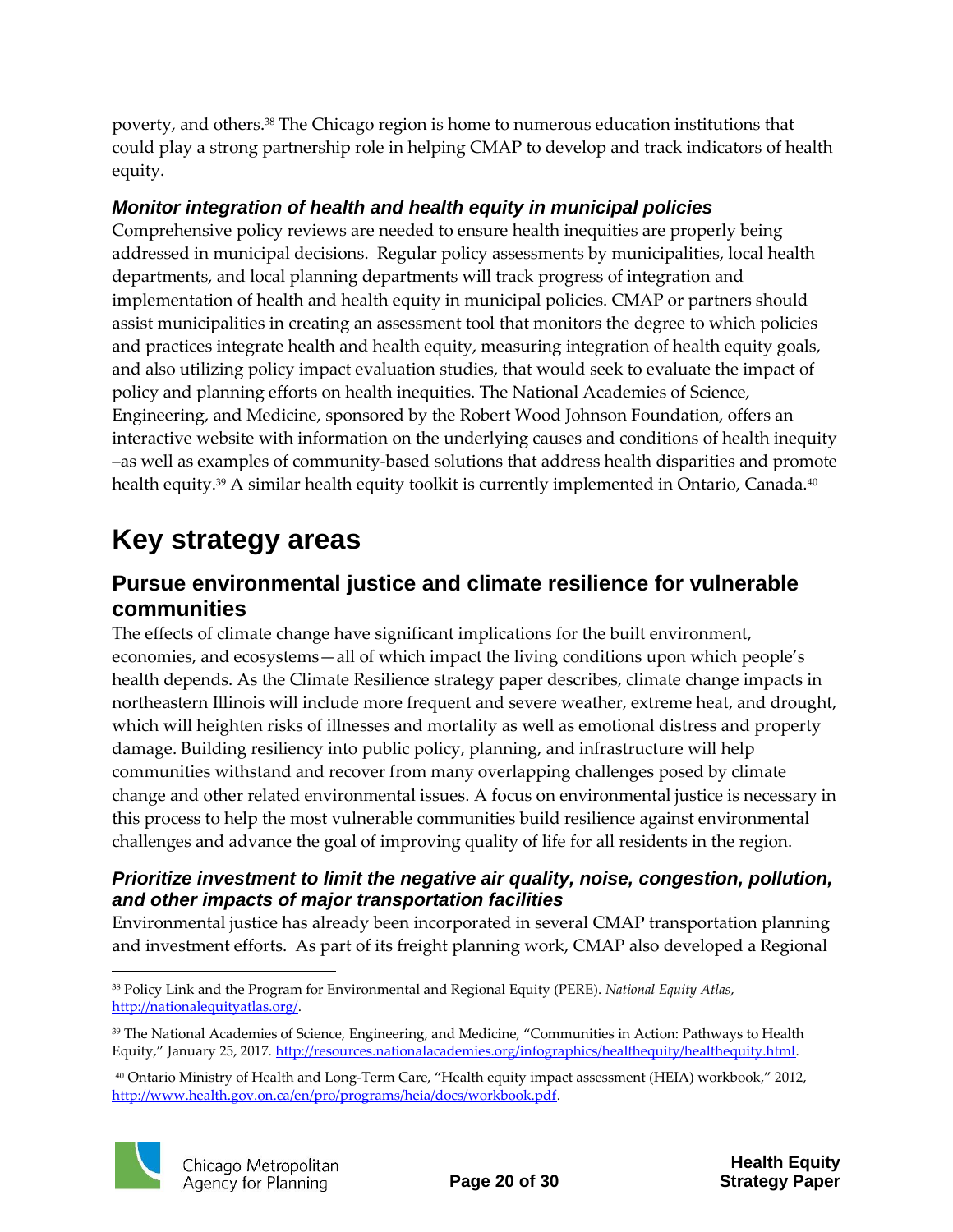poverty, and others.[38] The Chicago region is home to numerous education institutions that could play a strong partnership role in helping CMAP to develop and track indicators of health equity.

### *Monitor integration of health and health equity in municipal policies*

Comprehensive policy reviews are needed to ensure health inequities are properly being addressed in municipal decisions. Regular policy assessments by municipalities, local health departments, and local planning departments will track progress of integration and implementation of health and health equity in municipal policies. CMAP or partners should assist municipalities in creating an assessment tool that monitors the degree to which policies and practices integrate health and health equity, measuring integration of health equity goals, and also utilizing policy impact evaluation studies, that would seek to evaluate the impact of policy and planning efforts on health inequities. The National Academies of Science, Engineering, and Medicine, sponsored by the Robert Wood Johnson Foundation, offers an interactive website with information on the underlying causes and conditions of health inequity –as well as examples of community-based solutions that address health disparities and promote health equity.[39] A similar health equity toolkit is currently implemented in Ontario, Canada.[40]

# Key strategy areas

## Pursue environmental justice and climate resilience for vulnerable communities

The effects of climate change have significant implications for the built environment, economies, and ecosystems—all of which impact the living conditions upon which people's health depends. As the Climate Resilience strategy paper describes, climate change impacts in northeastern Illinois will include more frequent and severe weather, extreme heat, and drought, which will heighten risks of illnesses and mortality as well as emotional distress and property damage. Building resiliency into public policy, planning, and infrastructure will help communities withstand and recover from many overlapping challenges posed by climate change and other related environmental issues. A focus on environmental justice is necessary in this process to help the most vulnerable communities build resilience against environmental challenges and advance the goal of improving quality of life for all residents in the region.

### *Prioritize investment to limit the negative air quality, noise, congestion, pollution, and other impacts of major transportation facilities*

Environmental justice has already been incorporated in several CMAP transportation planning and investment efforts. As part of its freight planning work, CMAP also developed a Regional

---

[38] Policy Link and the Program for Environmental and Regional Equity (PERE). *National Equity Atlas*, http://nationalequityatlas.org/.

[39] The National Academies of Science, Engineering, and Medicine, "Communities in Action: Pathways to Health Equity," January 25, 2017. http://resources.nationalacademies.org/infographics/healthequity/healthequity.html.

[40] Ontario Ministry of Health and Long-Term Care, "Health equity impact assessment (HEIA) workbook," 2012, http://www.health.gov.on.ca/en/pro/programs/heia/docs/workbook.pdf.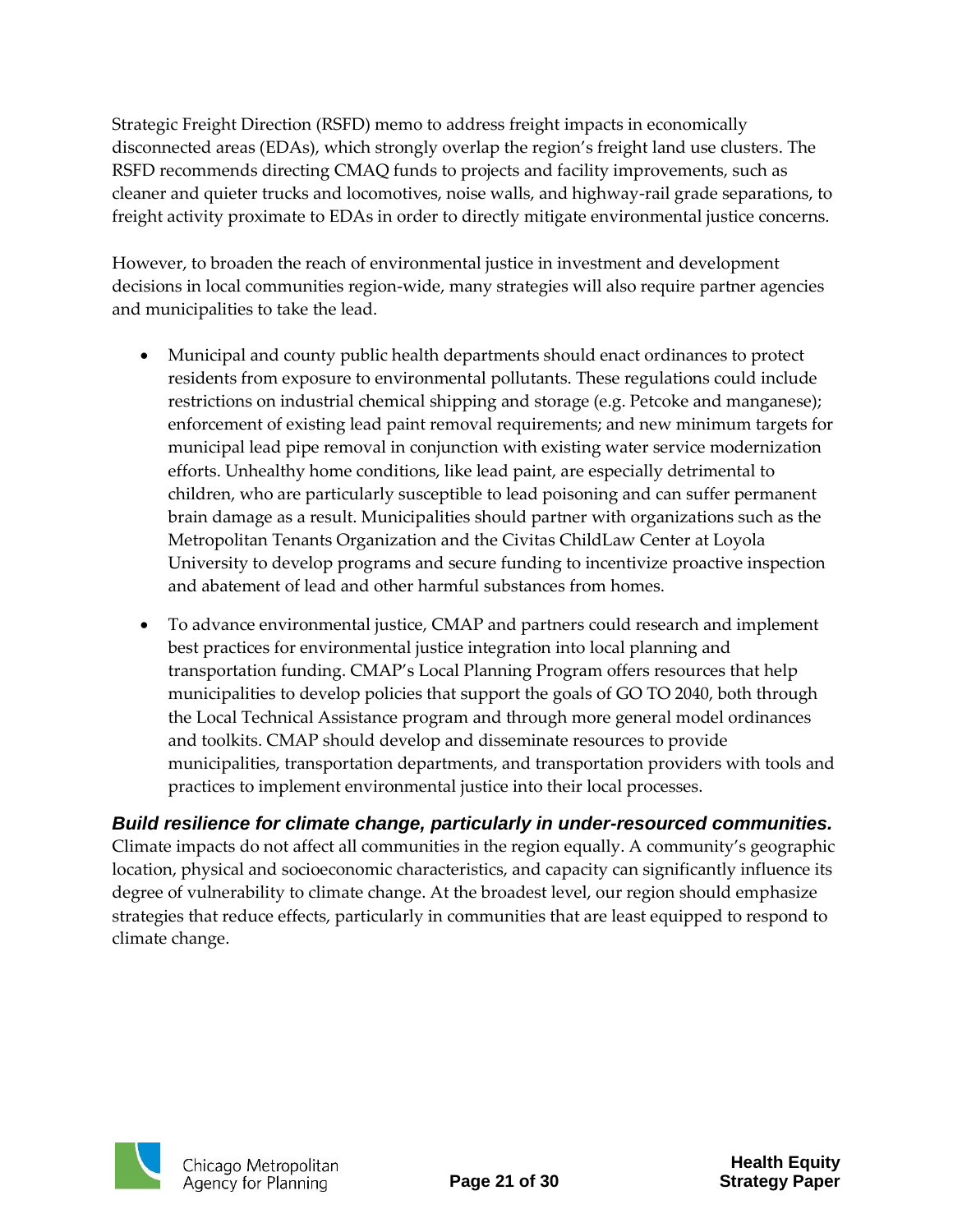Strategic Freight Direction (RSFD) memo to address freight impacts in economically disconnected areas (EDAs), which strongly overlap the region's freight land use clusters. The RSFD recommends directing CMAQ funds to projects and facility improvements, such as cleaner and quieter trucks and locomotives, noise walls, and highway-rail grade separations, to freight activity proximate to EDAs in order to directly mitigate environmental justice concerns.

However, to broaden the reach of environmental justice in investment and development decisions in local communities region-wide, many strategies will also require partner agencies and municipalities to take the lead.

- Municipal and county public health departments should enact ordinances to protect residents from exposure to environmental pollutants. These regulations could include restrictions on industrial chemical shipping and storage (e.g. Petcoke and manganese); enforcement of existing lead paint removal requirements; and new minimum targets for municipal lead pipe removal in conjunction with existing water service modernization efforts. Unhealthy home conditions, like lead paint, are especially detrimental to children, who are particularly susceptible to lead poisoning and can suffer permanent brain damage as a result. Municipalities should partner with organizations such as the Metropolitan Tenants Organization and the Civitas ChildLaw Center at Loyola University to develop programs and secure funding to incentivize proactive inspection and abatement of lead and other harmful substances from homes.
- To advance environmental justice, CMAP and partners could research and implement best practices for environmental justice integration into local planning and transportation funding. CMAP's Local Planning Program offers resources that help municipalities to develop policies that support the goals of GO TO 2040, both through the Local Technical Assistance program and through more general model ordinances and toolkits. CMAP should develop and disseminate resources to provide municipalities, transportation departments, and transportation providers with tools and practices to implement environmental justice into their local processes.

### *Build resilience for climate change, particularly in under-resourced communities.*

Climate impacts do not affect all communities in the region equally. A community's geographic location, physical and socioeconomic characteristics, and capacity can significantly influence its degree of vulnerability to climate change. At the broadest level, our region should emphasize strategies that reduce effects, particularly in communities that are least equipped to respond to climate change.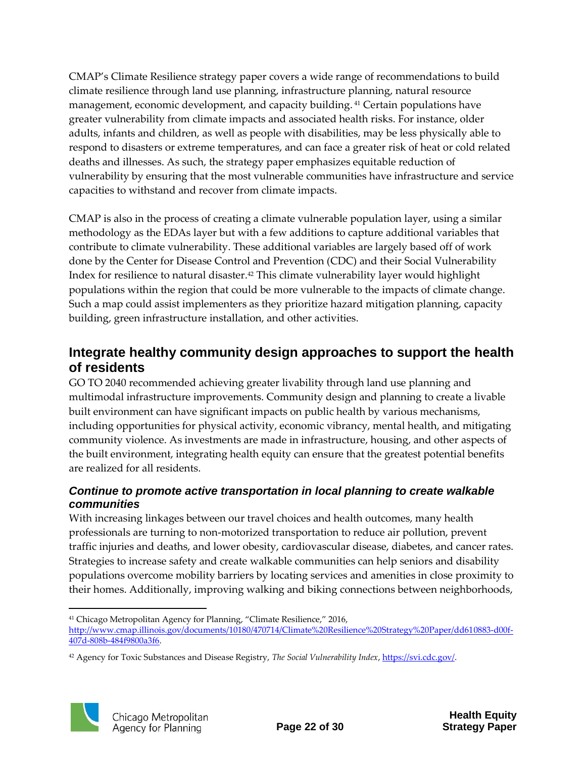CMAP's Climate Resilience strategy paper covers a wide range of recommendations to build climate resilience through land use planning, infrastructure planning, natural resource management, economic development, and capacity building.[41] Certain populations have greater vulnerability from climate impacts and associated health risks. For instance, older adults, infants and children, as well as people with disabilities, may be less physically able to respond to disasters or extreme temperatures, and can face a greater risk of heat or cold related deaths and illnesses. As such, the strategy paper emphasizes equitable reduction of vulnerability by ensuring that the most vulnerable communities have infrastructure and service capacities to withstand and recover from climate impacts.

CMAP is also in the process of creating a climate vulnerable population layer, using a similar methodology as the EDAs layer but with a few additions to capture additional variables that contribute to climate vulnerability. These additional variables are largely based off of work done by the Center for Disease Control and Prevention (CDC) and their Social Vulnerability Index for resilience to natural disaster.[42] This climate vulnerability layer would highlight populations within the region that could be more vulnerable to the impacts of climate change. Such a map could assist implementers as they prioritize hazard mitigation planning, capacity building, green infrastructure installation, and other activities.

## Integrate healthy community design approaches to support the health of residents

GO TO 2040 recommended achieving greater livability through land use planning and multimodal infrastructure improvements. Community design and planning to create a livable built environment can have significant impacts on public health by various mechanisms, including opportunities for physical activity, economic vibrancy, mental health, and mitigating community violence. As investments are made in infrastructure, housing, and other aspects of the built environment, integrating health equity can ensure that the greatest potential benefits are realized for all residents.

### *Continue to promote active transportation in local planning to create walkable communities*

With increasing linkages between our travel choices and health outcomes, many health professionals are turning to non-motorized transportation to reduce air pollution, prevent traffic injuries and deaths, and lower obesity, cardiovascular disease, diabetes, and cancer rates. Strategies to increase safety and create walkable communities can help seniors and disability populations overcome mobility barriers by locating services and amenities in close proximity to their homes. Additionally, improving walking and biking connections between neighborhoods,

---

[41] Chicago Metropolitan Agency for Planning, "Climate Resilience," 2016, http://www.cmap.illinois.gov/documents/10180/470714/Climate%20Resilience%20Strategy%20Paper/dd610883-d00f-407d-808b-484f9800a3f6.

[42] Agency for Toxic Substances and Disease Registry, *The Social Vulnerability Index*, https://svi.cdc.gov/.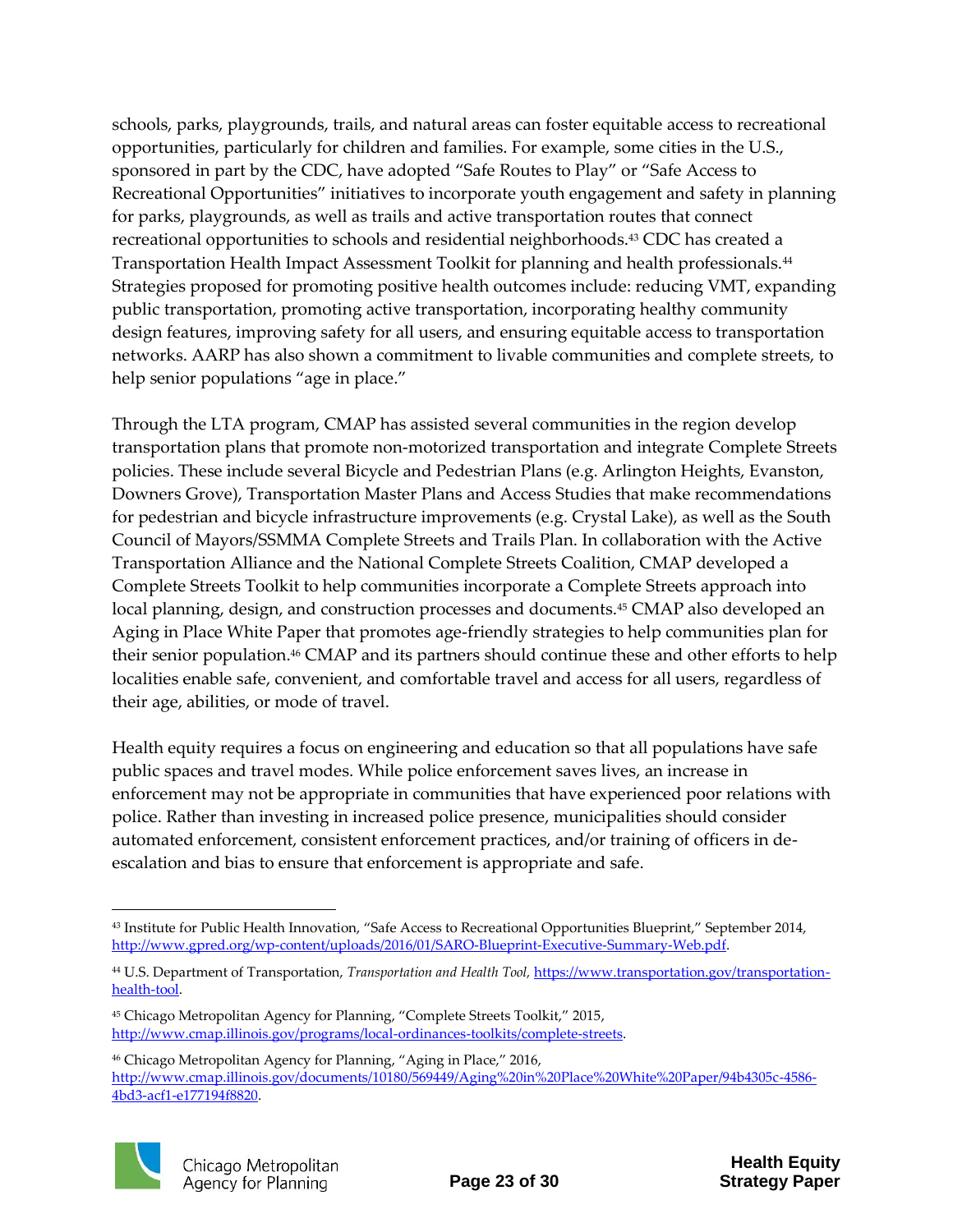schools, parks, playgrounds, trails, and natural areas can foster equitable access to recreational opportunities, particularly for children and families. For example, some cities in the U.S., sponsored in part by the CDC, have adopted "Safe Routes to Play" or "Safe Access to Recreational Opportunities" initiatives to incorporate youth engagement and safety in planning for parks, playgrounds, as well as trails and active transportation routes that connect recreational opportunities to schools and residential neighborhoods.[43] CDC has created a Transportation Health Impact Assessment Toolkit for planning and health professionals.[44] Strategies proposed for promoting positive health outcomes include: reducing VMT, expanding public transportation, promoting active transportation, incorporating healthy community design features, improving safety for all users, and ensuring equitable access to transportation networks. AARP has also shown a commitment to livable communities and complete streets, to help senior populations "age in place."

Through the LTA program, CMAP has assisted several communities in the region develop transportation plans that promote non-motorized transportation and integrate Complete Streets policies. These include several Bicycle and Pedestrian Plans (e.g. Arlington Heights, Evanston, Downers Grove), Transportation Master Plans and Access Studies that make recommendations for pedestrian and bicycle infrastructure improvements (e.g. Crystal Lake), as well as the South Council of Mayors/SSMMA Complete Streets and Trails Plan. In collaboration with the Active Transportation Alliance and the National Complete Streets Coalition, CMAP developed a Complete Streets Toolkit to help communities incorporate a Complete Streets approach into local planning, design, and construction processes and documents.[45] CMAP also developed an Aging in Place White Paper that promotes age-friendly strategies to help communities plan for their senior population.[46] CMAP and its partners should continue these and other efforts to help localities enable safe, convenient, and comfortable travel and access for all users, regardless of their age, abilities, or mode of travel.

Health equity requires a focus on engineering and education so that all populations have safe public spaces and travel modes. While police enforcement saves lives, an increase in enforcement may not be appropriate in communities that have experienced poor relations with police. Rather than investing in increased police presence, municipalities should consider automated enforcement, consistent enforcement practices, and/or training of officers in de-escalation and bias to ensure that enforcement is appropriate and safe.

---

[43] Institute for Public Health Innovation, "Safe Access to Recreational Opportunities Blueprint," September 2014, http://www.gpred.org/wp-content/uploads/2016/01/SARO-Blueprint-Executive-Summary-Web.pdf.

[44] U.S. Department of Transportation, *Transportation and Health Tool*, https://www.transportation.gov/transportation-health-tool.

[45] Chicago Metropolitan Agency for Planning, "Complete Streets Toolkit," 2015, http://www.cmap.illinois.gov/programs/local-ordinances-toolkits/complete-streets.

[46] Chicago Metropolitan Agency for Planning, "Aging in Place," 2016, http://www.cmap.illinois.gov/documents/10180/569449/Aging%20in%20Place%20White%20Paper/94b4305c-4586-4bd3-acf1-e177194f8820.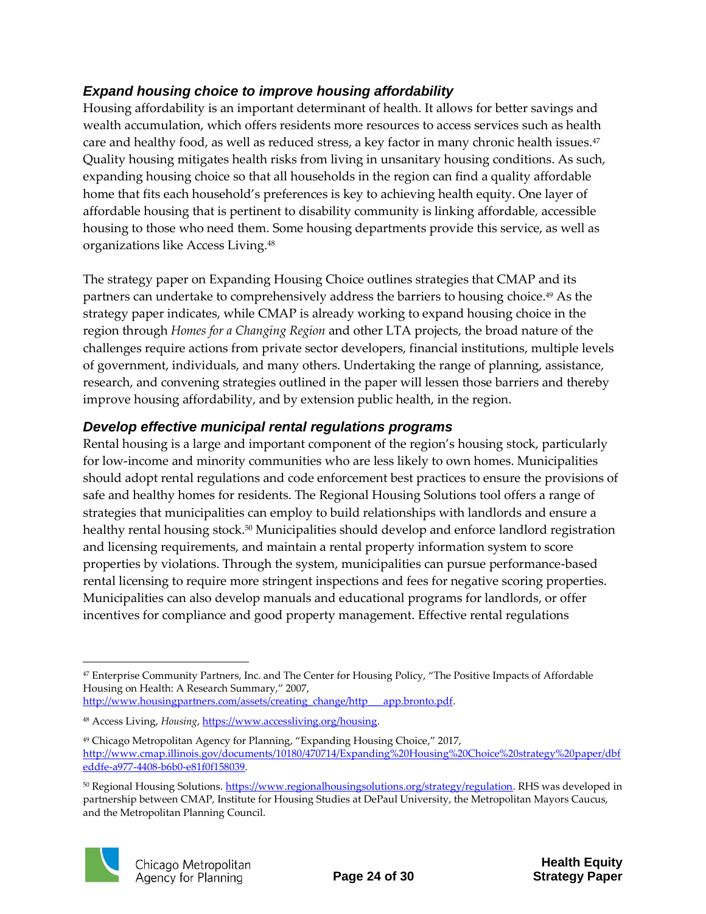### *Expand housing choice to improve housing affordability*

Housing affordability is an important determinant of health. It allows for better savings and wealth accumulation, which offers residents more resources to access services such as health care and healthy food, as well as reduced stress, a key factor in many chronic health issues.[47] Quality housing mitigates health risks from living in unsanitary housing conditions. As such, expanding housing choice so that all households in the region can find a quality affordable home that fits each household's preferences is key to achieving health equity. One layer of affordable housing that is pertinent to disability community is linking affordable, accessible housing to those who need them. Some housing departments provide this service, as well as organizations like Access Living.[48]

The strategy paper on Expanding Housing Choice outlines strategies that CMAP and its partners can undertake to comprehensively address the barriers to housing choice.[49] As the strategy paper indicates, while CMAP is already working to expand housing choice in the region through *Homes for a Changing Region* and other LTA projects, the broad nature of the challenges require actions from private sector developers, financial institutions, multiple levels of government, individuals, and many others. Undertaking the range of planning, assistance, research, and convening strategies outlined in the paper will lessen those barriers and thereby improve housing affordability, and by extension public health, in the region.

### *Develop effective municipal rental regulations programs*

Rental housing is a large and important component of the region's housing stock, particularly for low-income and minority communities who are less likely to own homes. Municipalities should adopt rental regulations and code enforcement best practices to ensure the provisions of safe and healthy homes for residents. The Regional Housing Solutions tool offers a range of strategies that municipalities can employ to build relationships with landlords and ensure a healthy rental housing stock.[50] Municipalities should develop and enforce landlord registration and licensing requirements, and maintain a rental property information system to score properties by violations. Through the system, municipalities can pursue performance-based rental licensing to require more stringent inspections and fees for negative scoring properties. Municipalities can also develop manuals and educational programs for landlords, or offer incentives for compliance and good property management. Effective rental regulations

---

[47] Enterprise Community Partners, Inc. and The Center for Housing Policy, "The Positive Impacts of Affordable Housing on Health: A Research Summary," 2007, http://www.housingpartners.com/assets/creating_change/http___app.bronto.pdf.

[48] Access Living, *Housing*, https://www.accessliving.org/housing.

[49] Chicago Metropolitan Agency for Planning, "Expanding Housing Choice," 2017, http://www.cmap.illinois.gov/documents/10180/470714/Expanding%20Housing%20Choice%20strategy%20paper/dbfeddfe-a977-4408-b6b0-e81f0f158039.

[50] Regional Housing Solutions. https://www.regionalhousingsolutions.org/strategy/regulation. RHS was developed in partnership between CMAP, Institute for Housing Studies at DePaul University, the Metropolitan Mayors Caucus, and the Metropolitan Planning Council.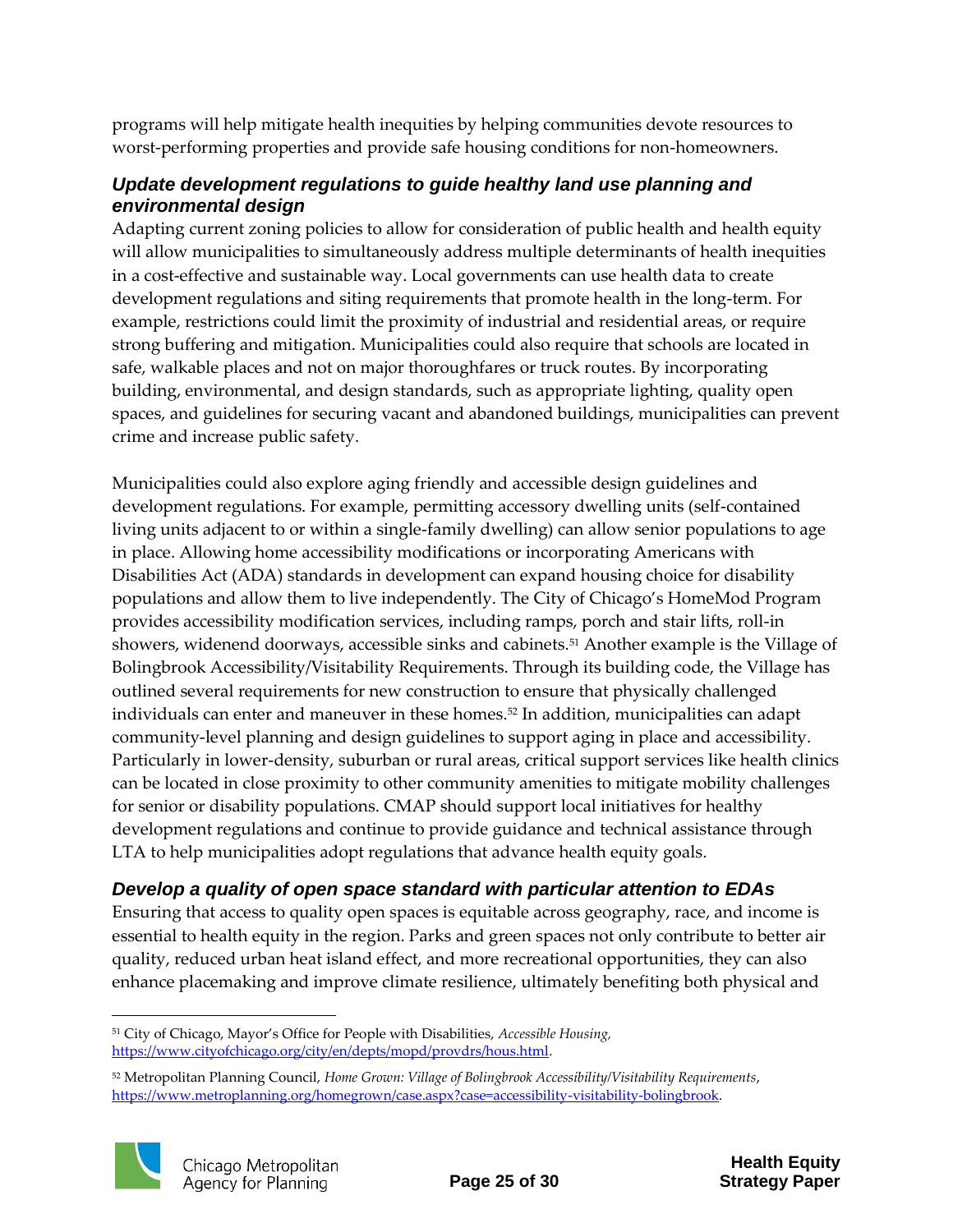programs will help mitigate health inequities by helping communities devote resources to worst-performing properties and provide safe housing conditions for non-homeowners.

### *Update development regulations to guide healthy land use planning and environmental design*

Adapting current zoning policies to allow for consideration of public health and health equity will allow municipalities to simultaneously address multiple determinants of health inequities in a cost-effective and sustainable way. Local governments can use health data to create development regulations and siting requirements that promote health in the long-term. For example, restrictions could limit the proximity of industrial and residential areas, or require strong buffering and mitigation. Municipalities could also require that schools are located in safe, walkable places and not on major thoroughfares or truck routes. By incorporating building, environmental, and design standards, such as appropriate lighting, quality open spaces, and guidelines for securing vacant and abandoned buildings, municipalities can prevent crime and increase public safety.

Municipalities could also explore aging friendly and accessible design guidelines and development regulations. For example, permitting accessory dwelling units (self-contained living units adjacent to or within a single-family dwelling) can allow senior populations to age in place. Allowing home accessibility modifications or incorporating Americans with Disabilities Act (ADA) standards in development can expand housing choice for disability populations and allow them to live independently. The City of Chicago's HomeMod Program provides accessibility modification services, including ramps, porch and stair lifts, roll-in showers, widenend doorways, accessible sinks and cabinets.[51] Another example is the Village of Bolingbrook Accessibility/Visitability Requirements. Through its building code, the Village has outlined several requirements for new construction to ensure that physically challenged individuals can enter and maneuver in these homes.[52] In addition, municipalities can adapt community-level planning and design guidelines to support aging in place and accessibility. Particularly in lower-density, suburban or rural areas, critical support services like health clinics can be located in close proximity to other community amenities to mitigate mobility challenges for senior or disability populations. CMAP should support local initiatives for healthy development regulations and continue to provide guidance and technical assistance through LTA to help municipalities adopt regulations that advance health equity goals.

### *Develop a quality of open space standard with particular attention to EDAs*

Ensuring that access to quality open spaces is equitable across geography, race, and income is essential to health equity in the region. Parks and green spaces not only contribute to better air quality, reduced urban heat island effect, and more recreational opportunities, they can also enhance placemaking and improve climate resilience, ultimately benefiting both physical and

---

[51] City of Chicago, Mayor's Office for People with Disabilities, *Accessible Housing*, https://www.cityofchicago.org/city/en/depts/mopd/provdrs/hous.html.

[52] Metropolitan Planning Council, *Home Grown: Village of Bolingbrook Accessibility/Visitability Requirements*, https://www.metroplanning.org/homegrown/case.aspx?case=accessibility-visitability-bolingbrook.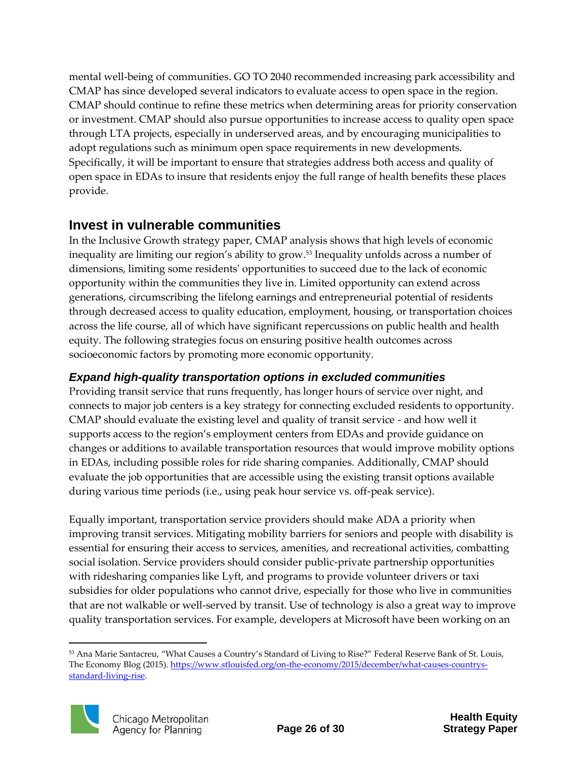mental well-being of communities. GO TO 2040 recommended increasing park accessibility and CMAP has since developed several indicators to evaluate access to open space in the region. CMAP should continue to refine these metrics when determining areas for priority conservation or investment. CMAP should also pursue opportunities to increase access to quality open space through LTA projects, especially in underserved areas, and by encouraging municipalities to adopt regulations such as minimum open space requirements in new developments. Specifically, it will be important to ensure that strategies address both access and quality of open space in EDAs to insure that residents enjoy the full range of health benefits these places provide.

## Invest in vulnerable communities

In the Inclusive Growth strategy paper, CMAP analysis shows that high levels of economic inequality are limiting our region's ability to grow.[53] Inequality unfolds across a number of dimensions, limiting some residents' opportunities to succeed due to the lack of economic opportunity within the communities they live in. Limited opportunity can extend across generations, circumscribing the lifelong earnings and entrepreneurial potential of residents through decreased access to quality education, employment, housing, or transportation choices across the life course, all of which have significant repercussions on public health and health equity. The following strategies focus on ensuring positive health outcomes across socioeconomic factors by promoting more economic opportunity.

### *Expand high-quality transportation options in excluded communities*

Providing transit service that runs frequently, has longer hours of service over night, and connects to major job centers is a key strategy for connecting excluded residents to opportunity. CMAP should evaluate the existing level and quality of transit service - and how well it supports access to the region's employment centers from EDAs and provide guidance on changes or additions to available transportation resources that would improve mobility options in EDAs, including possible roles for ride sharing companies. Additionally, CMAP should evaluate the job opportunities that are accessible using the existing transit options available during various time periods (i.e., using peak hour service vs. off-peak service).

Equally important, transportation service providers should make ADA a priority when improving transit services. Mitigating mobility barriers for seniors and people with disability is essential for ensuring their access to services, amenities, and recreational activities, combatting social isolation. Service providers should consider public-private partnership opportunities with ridesharing companies like Lyft, and programs to provide volunteer drivers or taxi subsidies for older populations who cannot drive, especially for those who live in communities that are not walkable or well-served by transit. Use of technology is also a great way to improve quality transportation services. For example, developers at Microsoft have been working on an

[53] Ana Marie Santacreu, "What Causes a Country's Standard of Living to Rise?" Federal Reserve Bank of St. Louis, The Economy Blog (2015). https://www.stlouisfed.org/on-the-economy/2015/december/what-causes-countrys-standard-living-rise.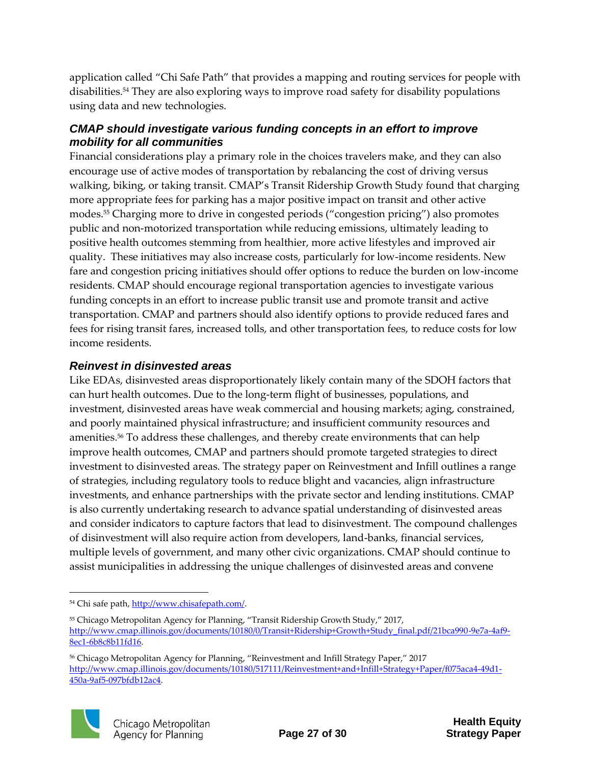application called "Chi Safe Path" that provides a mapping and routing services for people with disabilities.[54] They are also exploring ways to improve road safety for disability populations using data and new technologies.

### *CMAP should investigate various funding concepts in an effort to improve mobility for all communities*

Financial considerations play a primary role in the choices travelers make, and they can also encourage use of active modes of transportation by rebalancing the cost of driving versus walking, biking, or taking transit. CMAP's Transit Ridership Growth Study found that charging more appropriate fees for parking has a major positive impact on transit and other active modes.[55] Charging more to drive in congested periods ("congestion pricing") also promotes public and non-motorized transportation while reducing emissions, ultimately leading to positive health outcomes stemming from healthier, more active lifestyles and improved air quality. These initiatives may also increase costs, particularly for low-income residents. New fare and congestion pricing initiatives should offer options to reduce the burden on low-income residents. CMAP should encourage regional transportation agencies to investigate various funding concepts in an effort to increase public transit use and promote transit and active transportation. CMAP and partners should also identify options to provide reduced fares and fees for rising transit fares, increased tolls, and other transportation fees, to reduce costs for low income residents.

### *Reinvest in disinvested areas*

Like EDAs, disinvested areas disproportionately likely contain many of the SDOH factors that can hurt health outcomes. Due to the long-term flight of businesses, populations, and investment, disinvested areas have weak commercial and housing markets; aging, constrained, and poorly maintained physical infrastructure; and insufficient community resources and amenities.[56] To address these challenges, and thereby create environments that can help improve health outcomes, CMAP and partners should promote targeted strategies to direct investment to disinvested areas. The strategy paper on Reinvestment and Infill outlines a range of strategies, including regulatory tools to reduce blight and vacancies, align infrastructure investments, and enhance partnerships with the private sector and lending institutions. CMAP is also currently undertaking research to advance spatial understanding of disinvested areas and consider indicators to capture factors that lead to disinvestment. The compound challenges of disinvestment will also require action from developers, land-banks, financial services, multiple levels of government, and many other civic organizations. CMAP should continue to assist municipalities in addressing the unique challenges of disinvested areas and convene

---

[54] Chi safe path, http://www.chisafepath.com/.

[55] Chicago Metropolitan Agency for Planning, "Transit Ridership Growth Study," 2017, http://www.cmap.illinois.gov/documents/10180/0/Transit+Ridership+Growth+Study_final.pdf/21bca990-9e7a-4af9-8ec1-6b8c8b11fd16.

[56] Chicago Metropolitan Agency for Planning, "Reinvestment and Infill Strategy Paper," 2017 http://www.cmap.illinois.gov/documents/10180/517111/Reinvestment+and+Infill+Strategy+Paper/f075aca4-49d1-450a-9af5-097bfdb12ac4.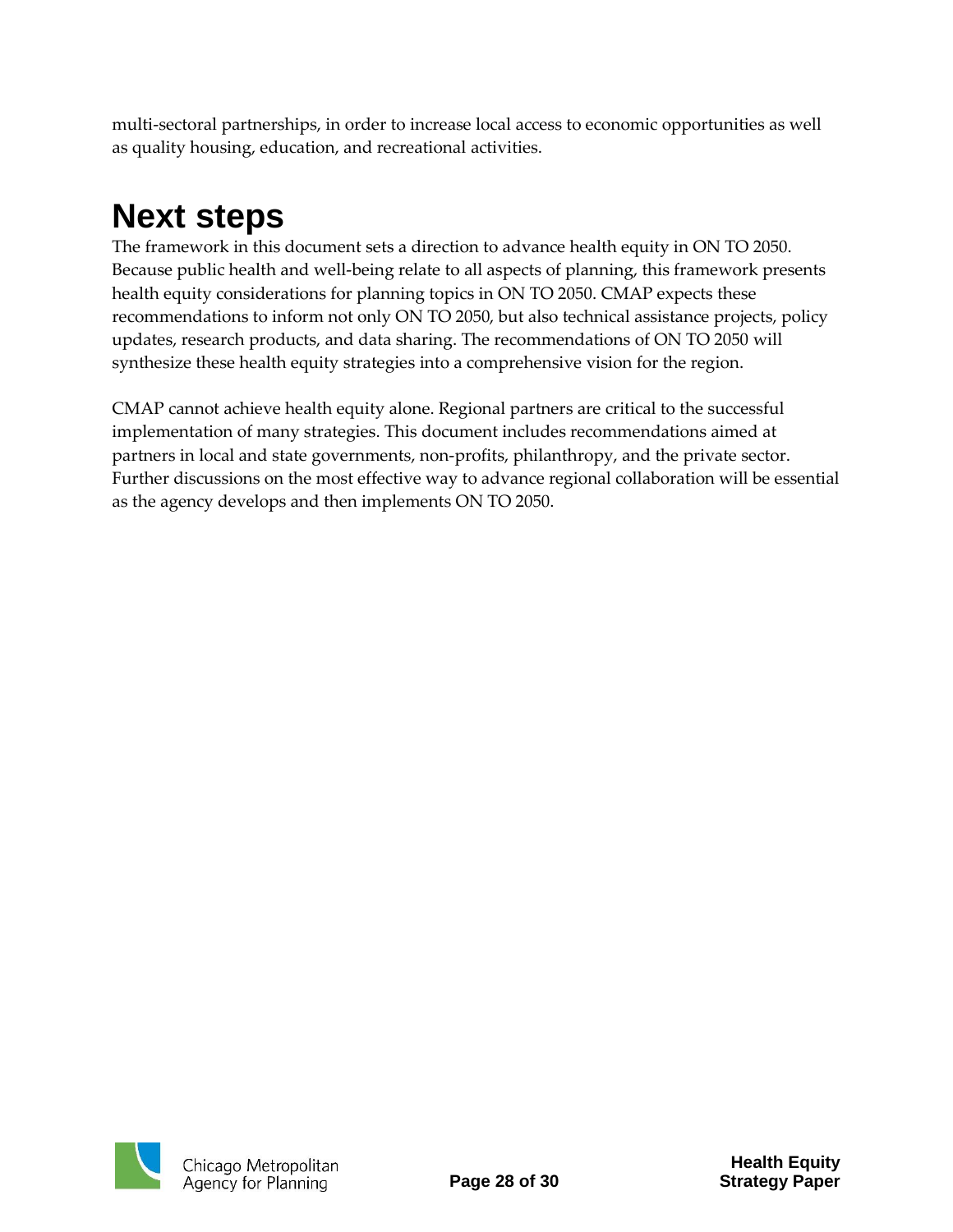multi-sectoral partnerships, in order to increase local access to economic opportunities as well as quality housing, education, and recreational activities.

# Next steps

The framework in this document sets a direction to advance health equity in ON TO 2050. Because public health and well-being relate to all aspects of planning, this framework presents health equity considerations for planning topics in ON TO 2050. CMAP expects these recommendations to inform not only ON TO 2050, but also technical assistance projects, policy updates, research products, and data sharing. The recommendations of ON TO 2050 will synthesize these health equity strategies into a comprehensive vision for the region.

CMAP cannot achieve health equity alone. Regional partners are critical to the successful implementation of many strategies. This document includes recommendations aimed at partners in local and state governments, non-profits, philanthropy, and the private sector. Further discussions on the most effective way to advance regional collaboration will be essential as the agency develops and then implements ON TO 2050.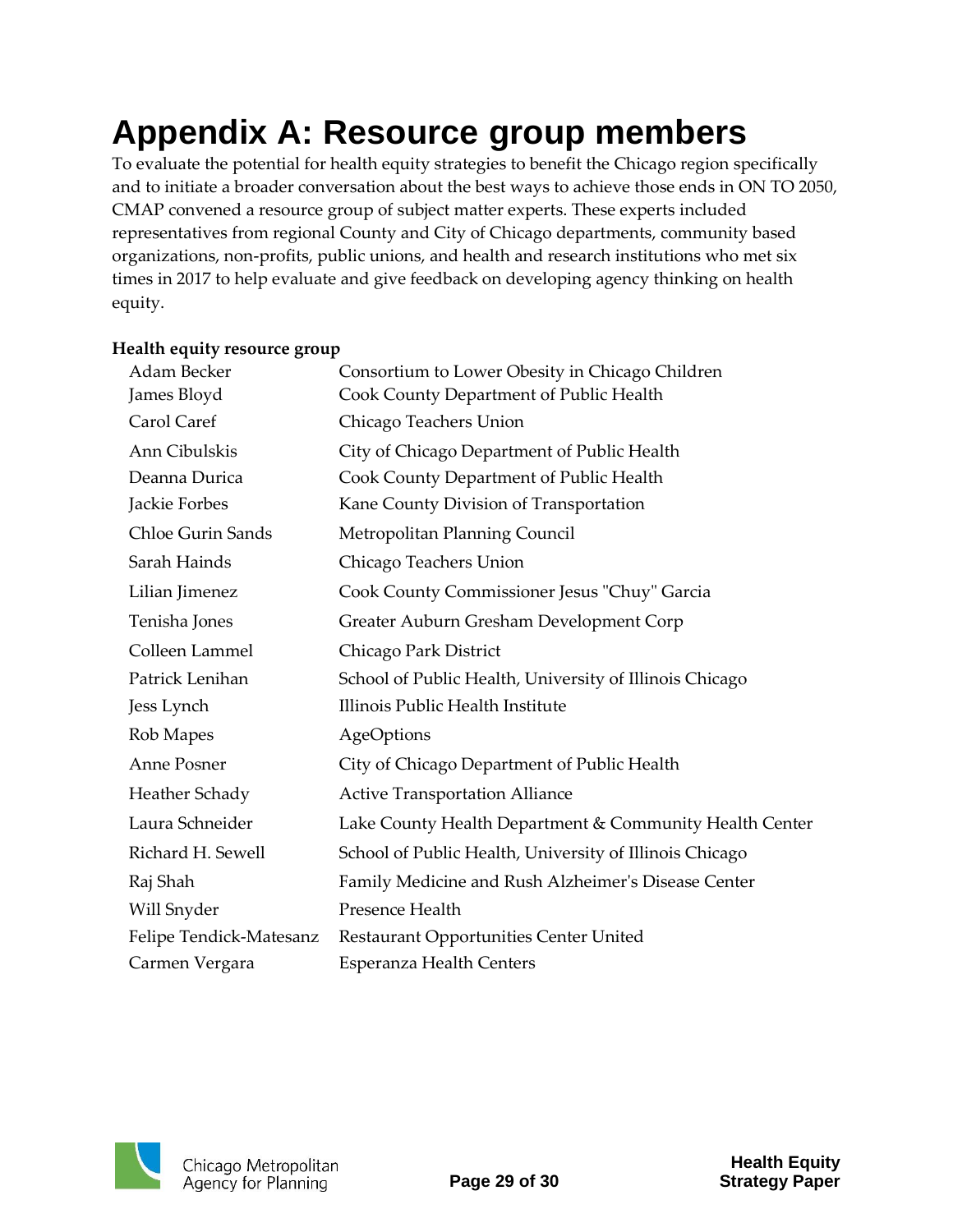# Appendix A: Resource group members

To evaluate the potential for health equity strategies to benefit the Chicago region specifically and to initiate a broader conversation about the best ways to achieve those ends in ON TO 2050, CMAP convened a resource group of subject matter experts. These experts included representatives from regional County and City of Chicago departments, community based organizations, non-profits, public unions, and health and research institutions who met six times in 2017 to help evaluate and give feedback on developing agency thinking on health equity.

**Health equity resource group**

| | |
|---|---|
| Adam Becker | Consortium to Lower Obesity in Chicago Children |
| James Bloyd | Cook County Department of Public Health |
| Carol Caref | Chicago Teachers Union |
| Ann Cibulskis | City of Chicago Department of Public Health |
| Deanna Durica | Cook County Department of Public Health |
| Jackie Forbes | Kane County Division of Transportation |
| Chloe Gurin Sands | Metropolitan Planning Council |
| Sarah Hainds | Chicago Teachers Union |
| Lilian Jimenez | Cook County Commissioner Jesus "Chuy" Garcia |
| Tenisha Jones | Greater Auburn Gresham Development Corp |
| Colleen Lammel | Chicago Park District |
| Patrick Lenihan | School of Public Health, University of Illinois Chicago |
| Jess Lynch | Illinois Public Health Institute |
| Rob Mapes | AgeOptions |
| Anne Posner | City of Chicago Department of Public Health |
| Heather Schady | Active Transportation Alliance |
| Laura Schneider | Lake County Health Department & Community Health Center |
| Richard H. Sewell | School of Public Health, University of Illinois Chicago |
| Raj Shah | Family Medicine and Rush Alzheimer's Disease Center |
| Will Snyder | Presence Health |
| Felipe Tendick-Matesanz | Restaurant Opportunities Center United |
| Carmen Vergara | Esperanza Health Centers |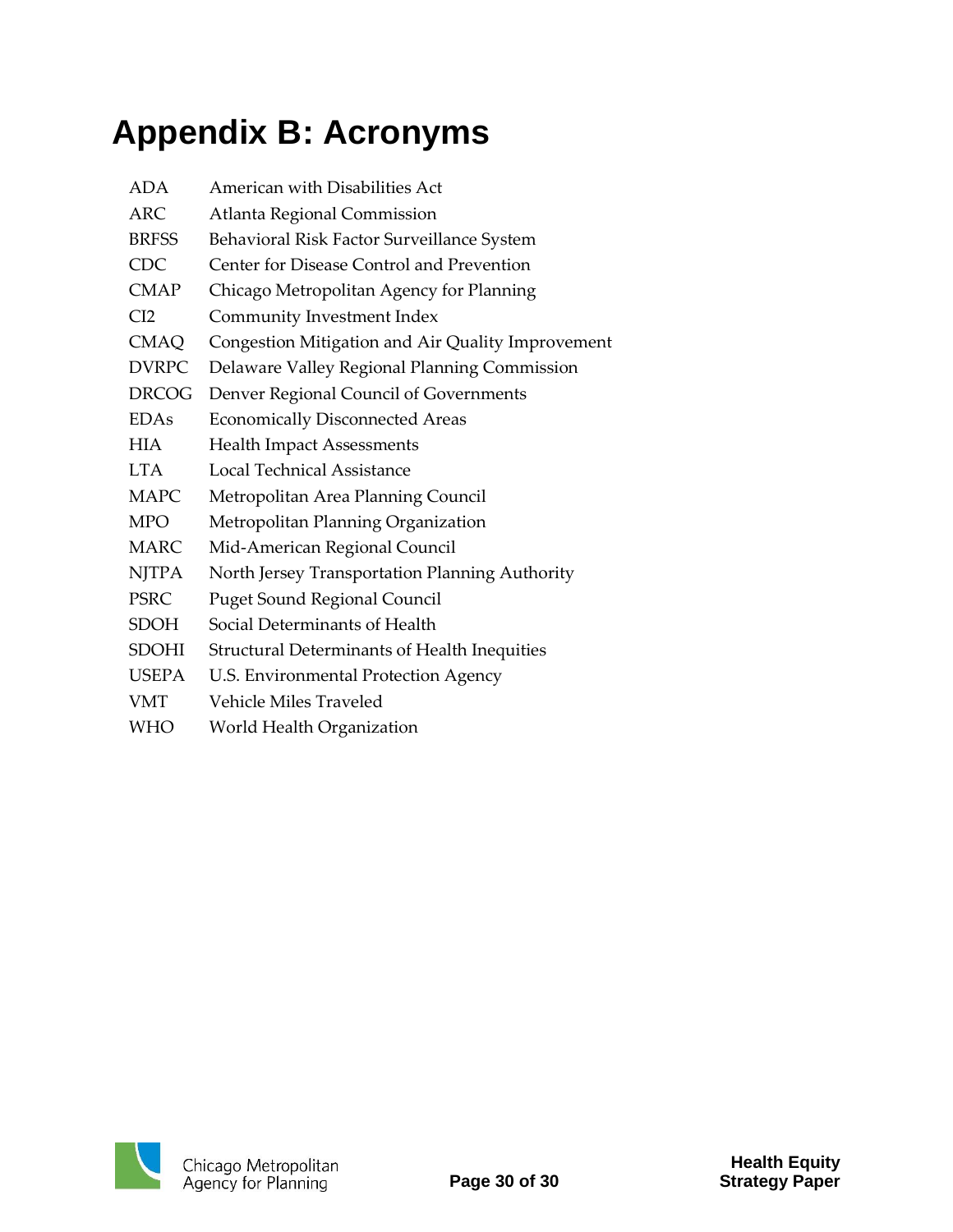# Appendix B: Acronyms

| | |
|---|---|
| ADA | American with Disabilities Act |
| ARC | Atlanta Regional Commission |
| BRFSS | Behavioral Risk Factor Surveillance System |
| CDC | Center for Disease Control and Prevention |
| CMAP | Chicago Metropolitan Agency for Planning |
| CI2 | Community Investment Index |
| CMAQ | Congestion Mitigation and Air Quality Improvement |
| DVRPC | Delaware Valley Regional Planning Commission |
| DRCOG | Denver Regional Council of Governments |
| EDAs | Economically Disconnected Areas |
| HIA | Health Impact Assessments |
| LTA | Local Technical Assistance |
| MAPC | Metropolitan Area Planning Council |
| MPO | Metropolitan Planning Organization |
| MARC | Mid-American Regional Council |
| NJTPA | North Jersey Transportation Planning Authority |
| PSRC | Puget Sound Regional Council |
| SDOH | Social Determinants of Health |
| SDOHI | Structural Determinants of Health Inequities |
| USEPA | U.S. Environmental Protection Agency |
| VMT | Vehicle Miles Traveled |
| WHO | World Health Organization |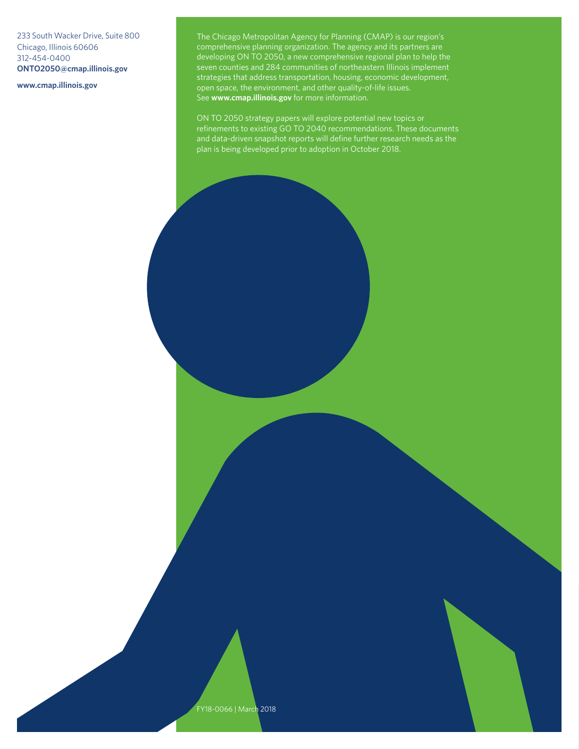233 South Wacker Drive, Suite 800
Chicago, Illinois 60606
312-454-0400
**ONTO2050@cmap.illinois.gov**

**www.cmap.illinois.gov**

The Chicago Metropolitan Agency for Planning (CMAP) is our region's comprehensive planning organization. The agency and its partners are developing ON TO 2050, a new comprehensive regional plan to help the seven counties and 284 communities of northeastern Illinois implement strategies that address transportation, housing, economic development, open space, the environment, and other quality-of-life issues. See **www.cmap.illinois.gov** for more information.

ON TO 2050 strategy papers will explore potential new topics or refinements to existing GO TO 2040 recommendations. These documents and data-driven snapshot reports will define further research needs as the plan is being developed prior to adoption in October 2018.

FY18-0066 | March 2018